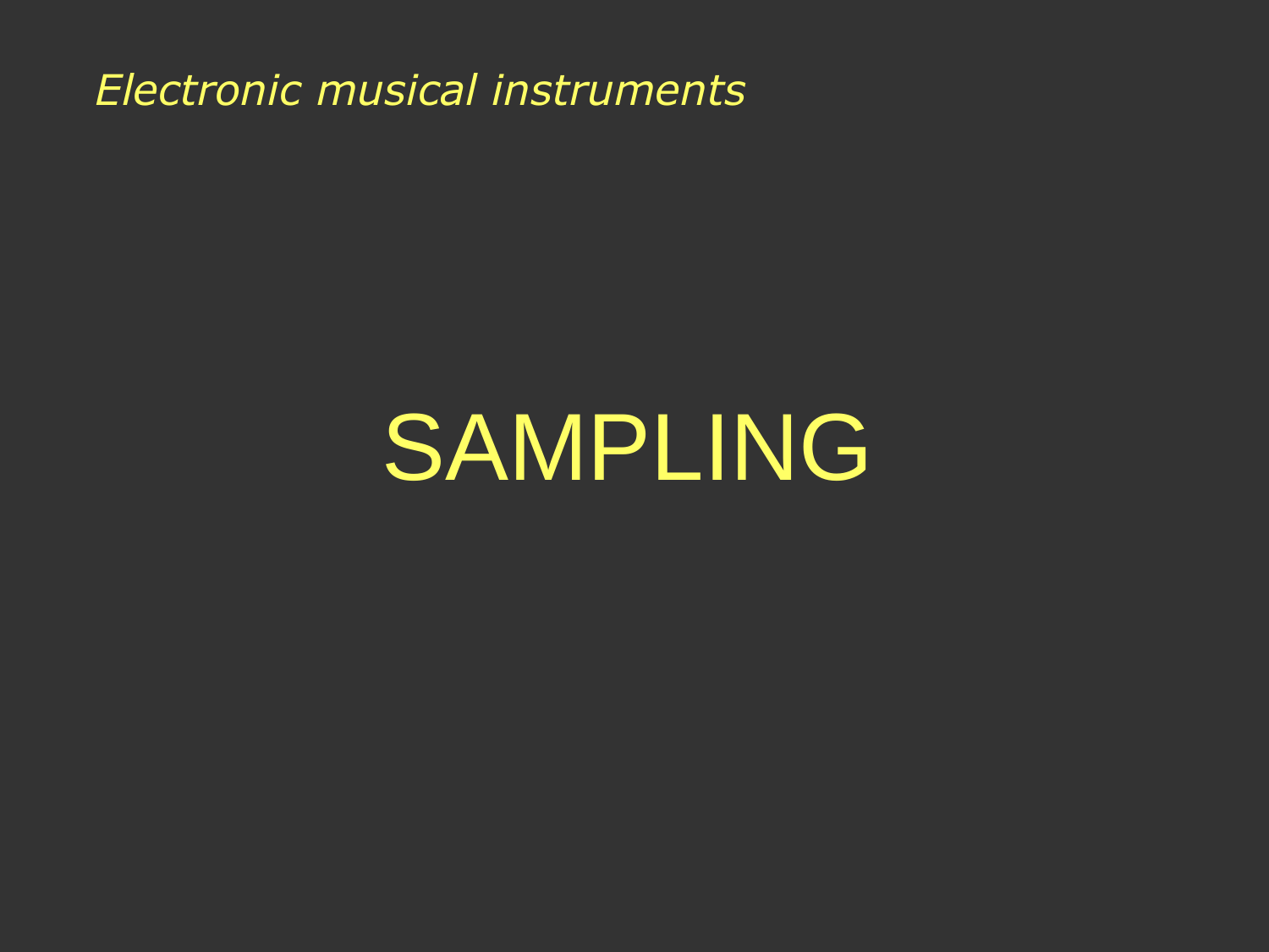*Electronic musical instruments*

# SAMPLING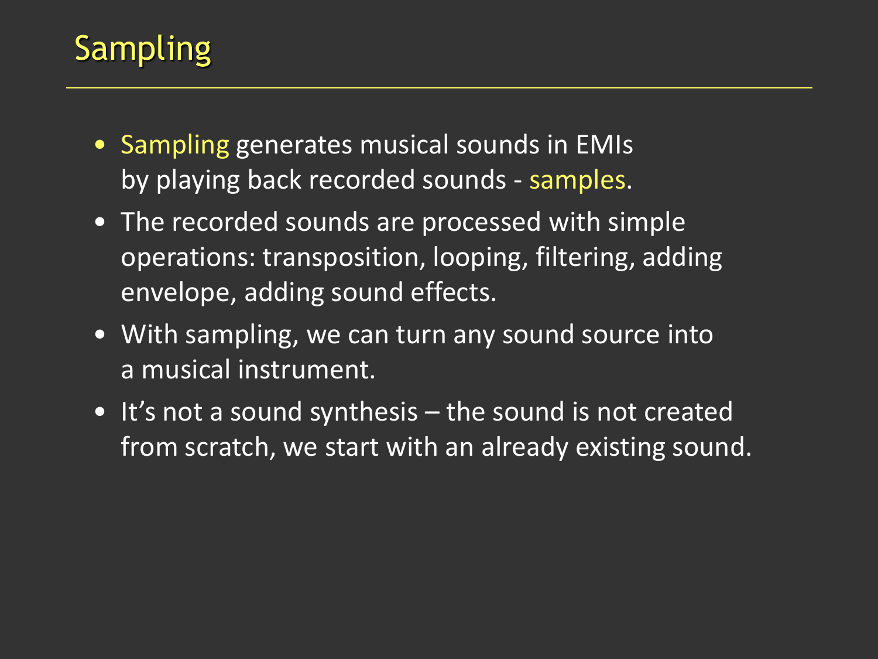# Sampling

- Sampling generates musical sounds in EMIs by playing back recorded sounds - samples.
- The recorded sounds are processed with simple operations: transposition, looping, filtering, adding envelope, adding sound effects.
- With sampling, we can turn any sound source into a musical instrument.
- It's not a sound synthesis – the sound is not created from scratch, we start with an already existing sound.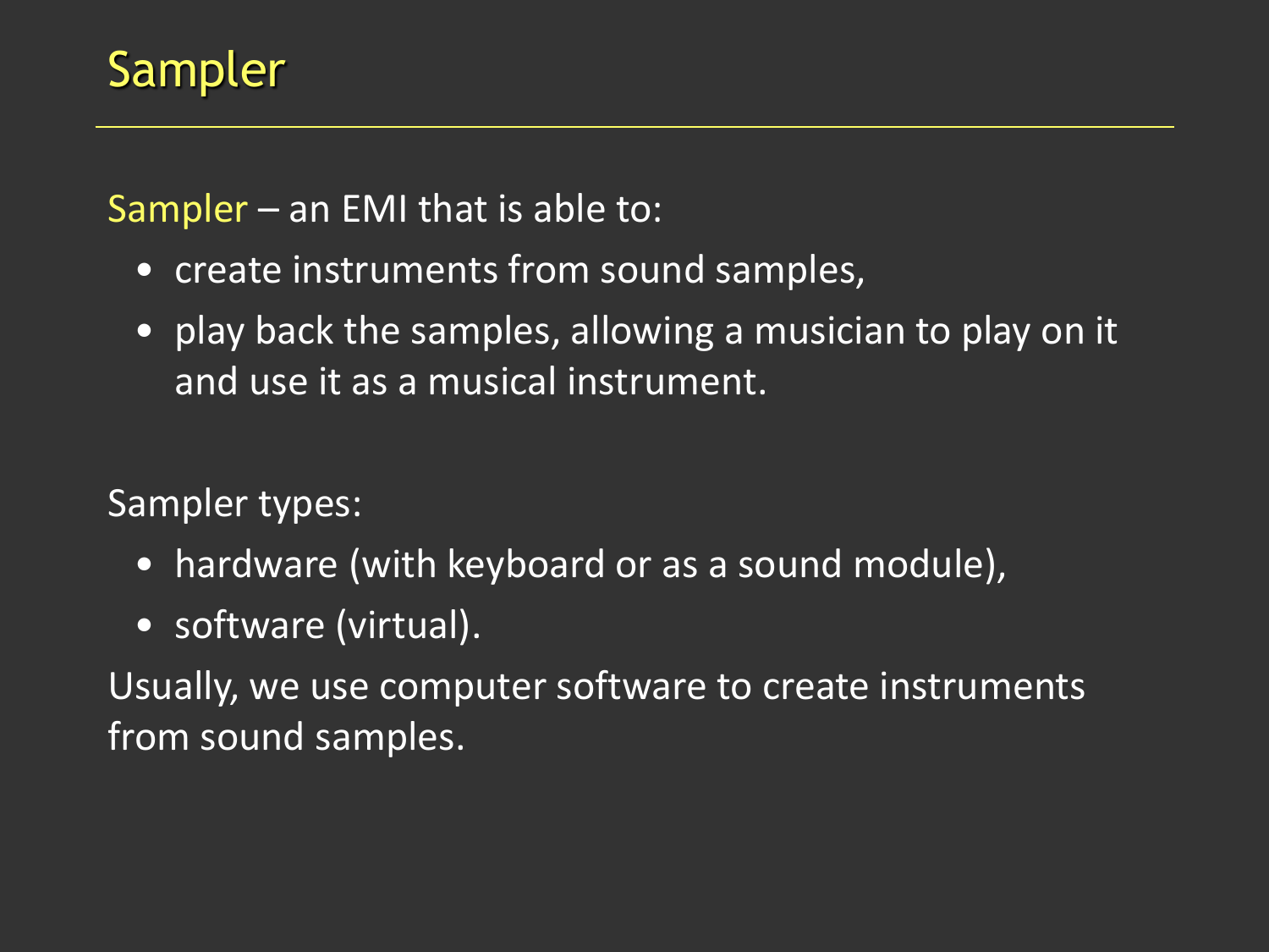# Sampler

Sampler – an EMI that is able to:

- create instruments from sound samples,
- play back the samples, allowing a musician to play on it and use it as a musical instrument.

Sampler types:

- hardware (with keyboard or as a sound module),
- software (virtual).

Usually, we use computer software to create instruments from sound samples.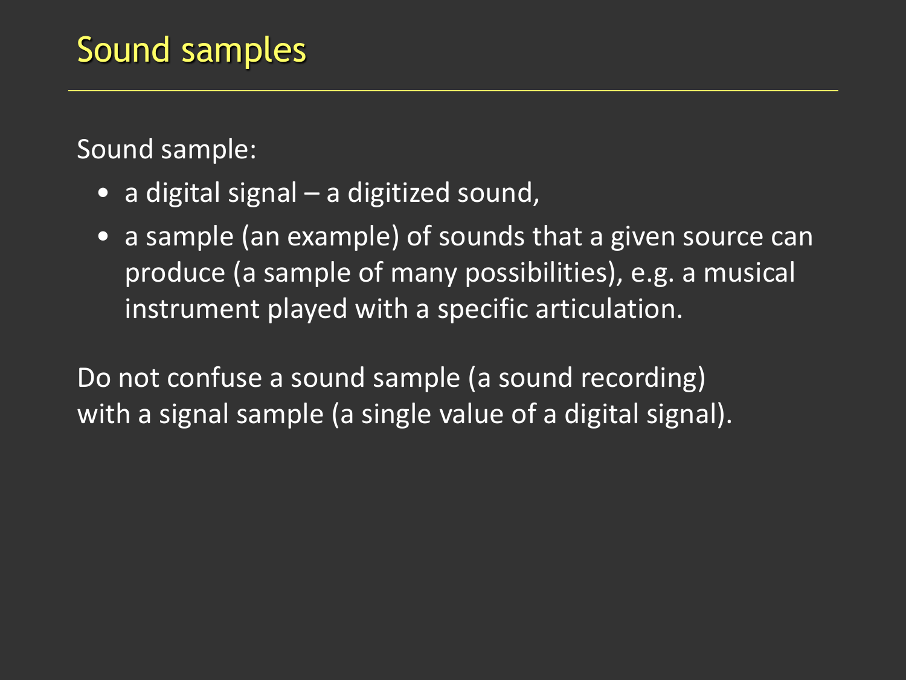# Sound samples

Sound sample:

- a digital signal – a digitized sound,
- a sample (an example) of sounds that a given source can produce (a sample of many possibilities), e.g. a musical instrument played with a specific articulation.

Do not confuse a sound sample (a sound recording) with a signal sample (a single value of a digital signal).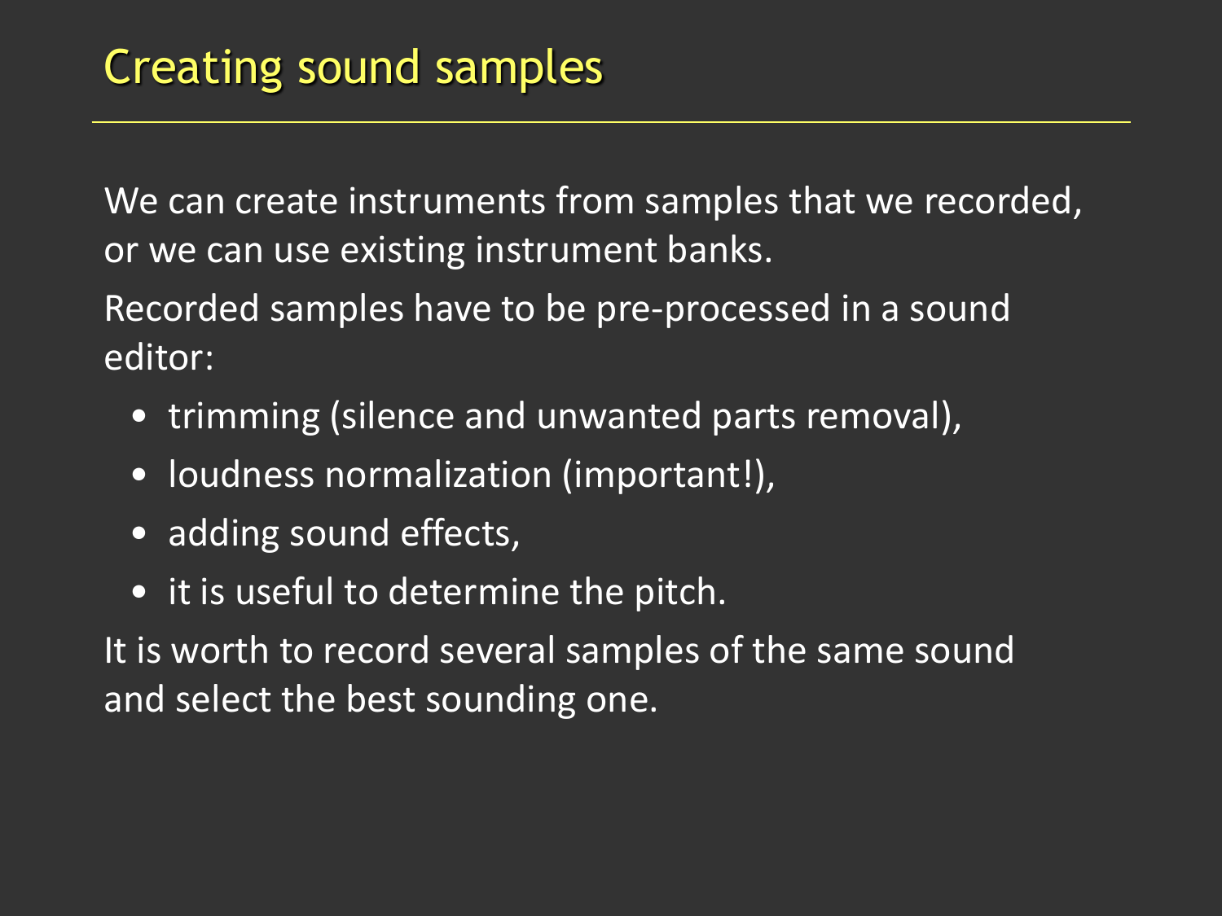# Creating sound samples

We can create instruments from samples that we recorded, or we can use existing instrument banks.

Recorded samples have to be pre-processed in a sound editor:

- trimming (silence and unwanted parts removal),
- loudness normalization (important!),
- adding sound effects,
- it is useful to determine the pitch.

It is worth to record several samples of the same sound and select the best sounding one.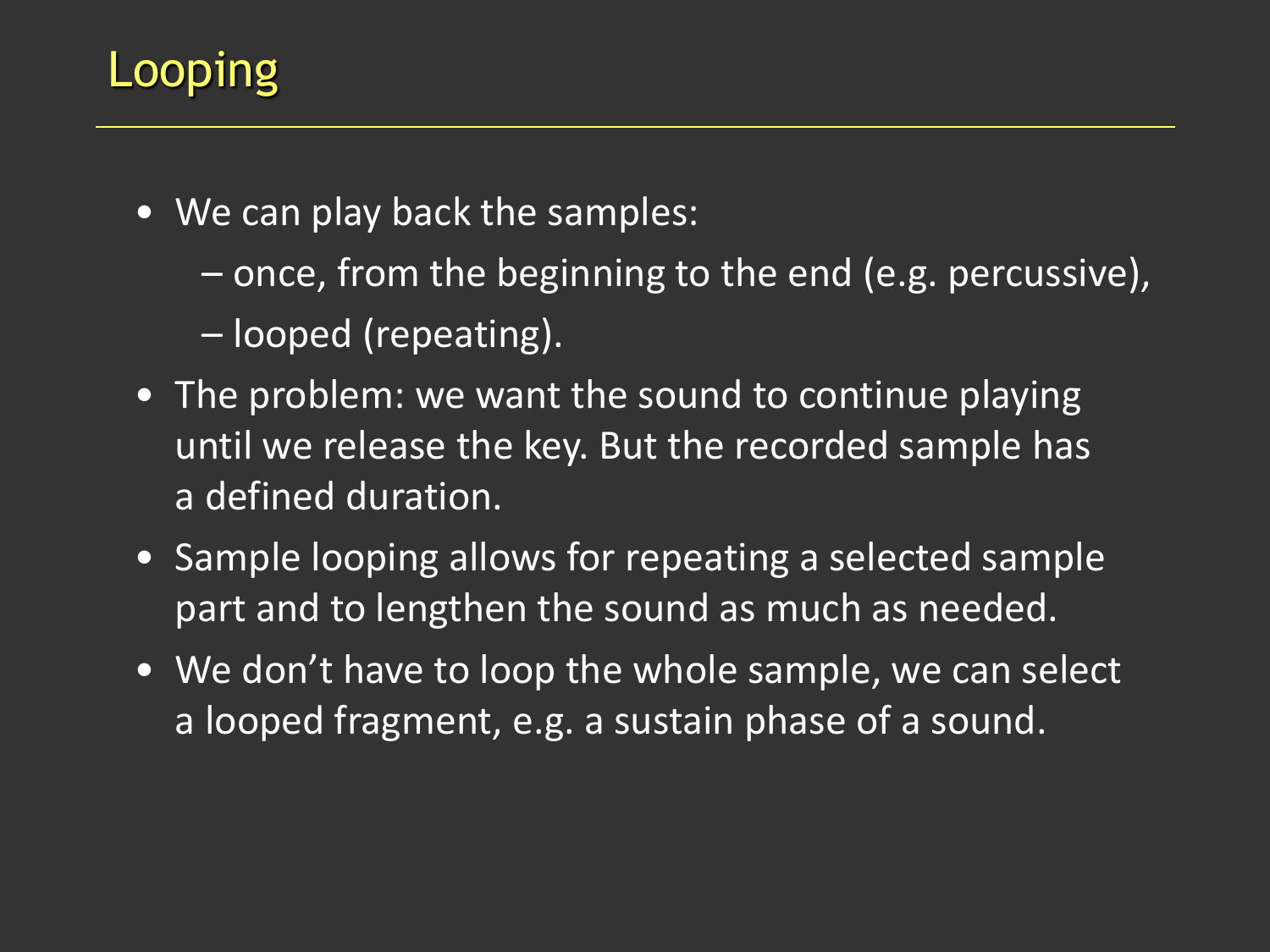# Looping

- We can play back the samples:
  - once, from the beginning to the end (e.g. percussive),
  - looped (repeating).
- The problem: we want the sound to continue playing until we release the key. But the recorded sample has a defined duration.
- Sample looping allows for repeating a selected sample part and to lengthen the sound as much as needed.
- We don't have to loop the whole sample, we can select a looped fragment, e.g. a sustain phase of a sound.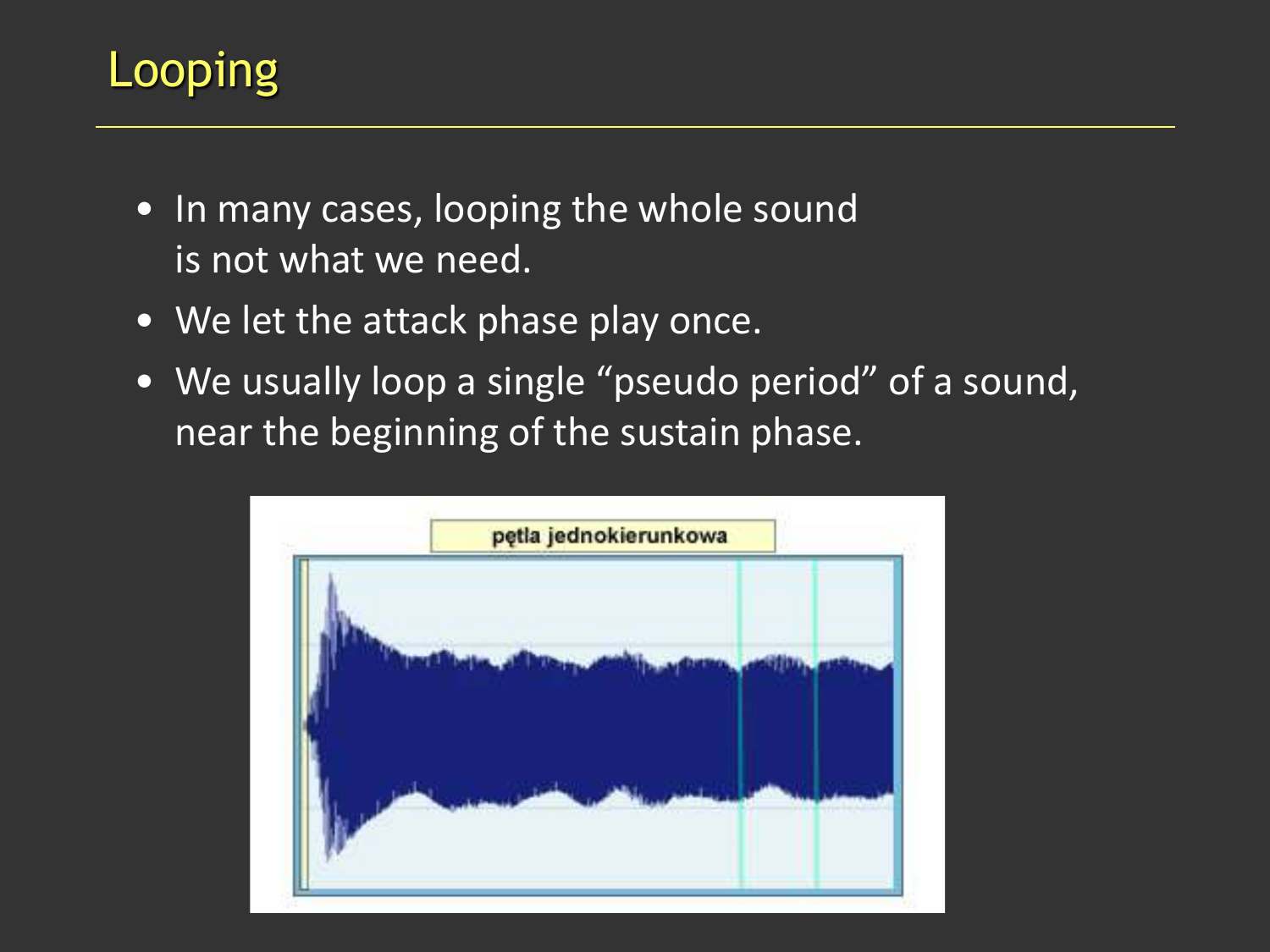# Looping

- In many cases, looping the whole sound is not what we need.
- We let the attack phase play once.
- We usually loop a single “pseudo period” of a sound, near the beginning of the sustain phase.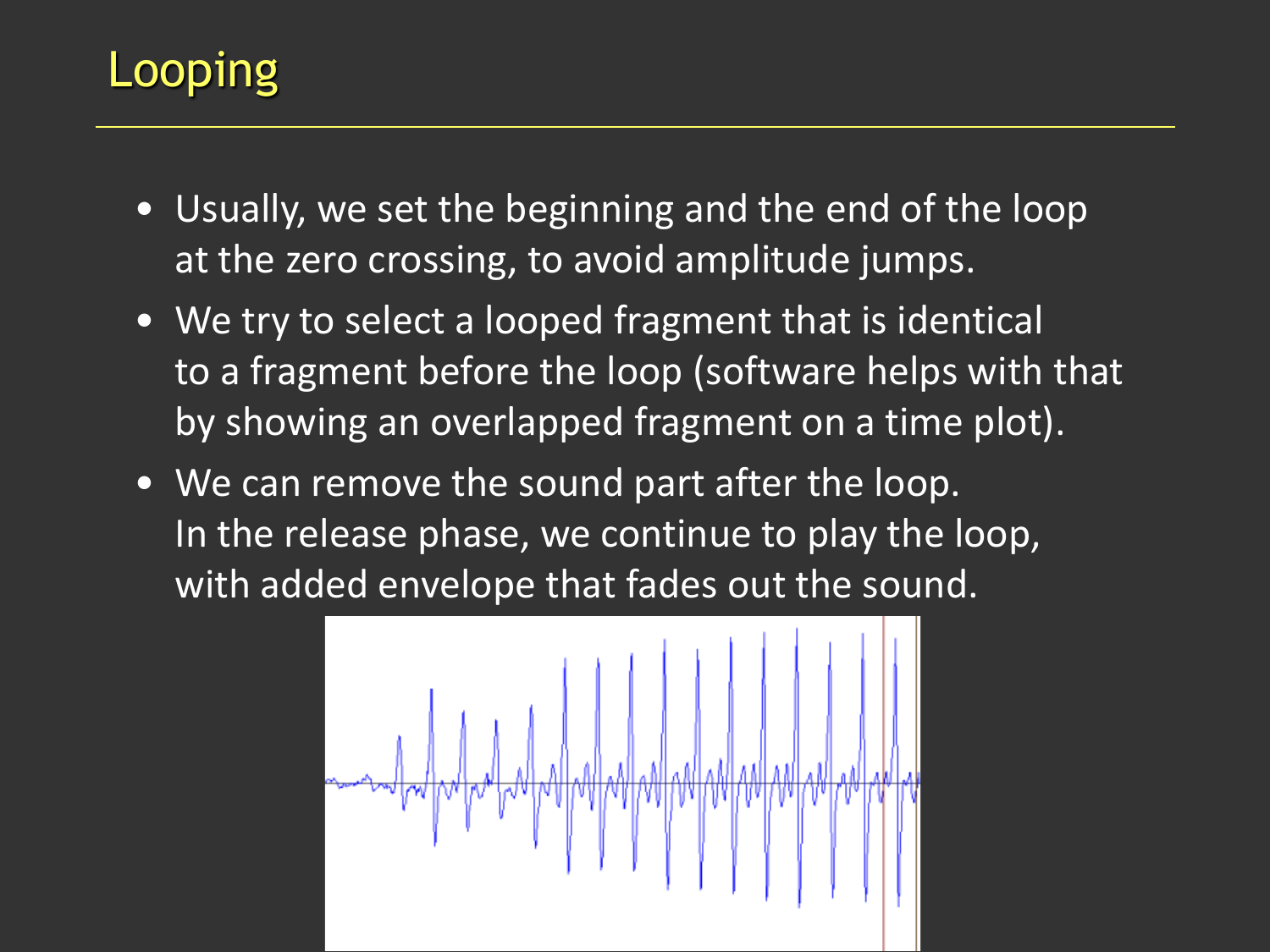# Looping

- Usually, we set the beginning and the end of the loop at the zero crossing, to avoid amplitude jumps.
- We try to select a looped fragment that is identical to a fragment before the loop (software helps with that by showing an overlapped fragment on a time plot).
- We can remove the sound part after the loop. In the release phase, we continue to play the loop, with added envelope that fades out the sound.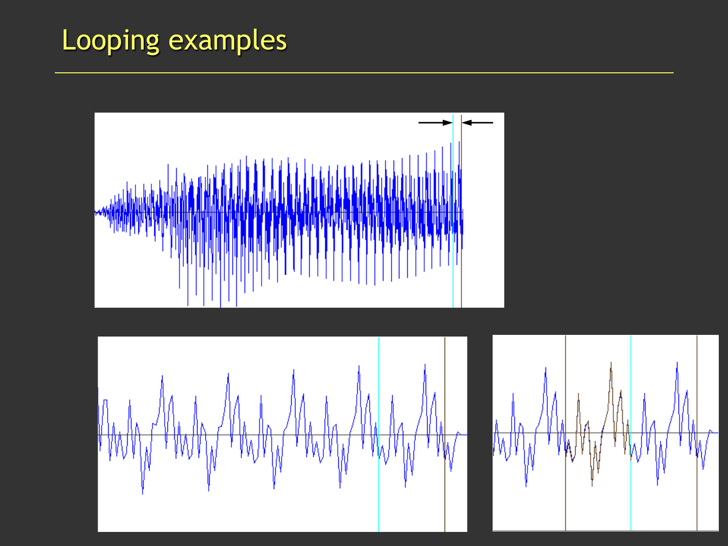# Looping examples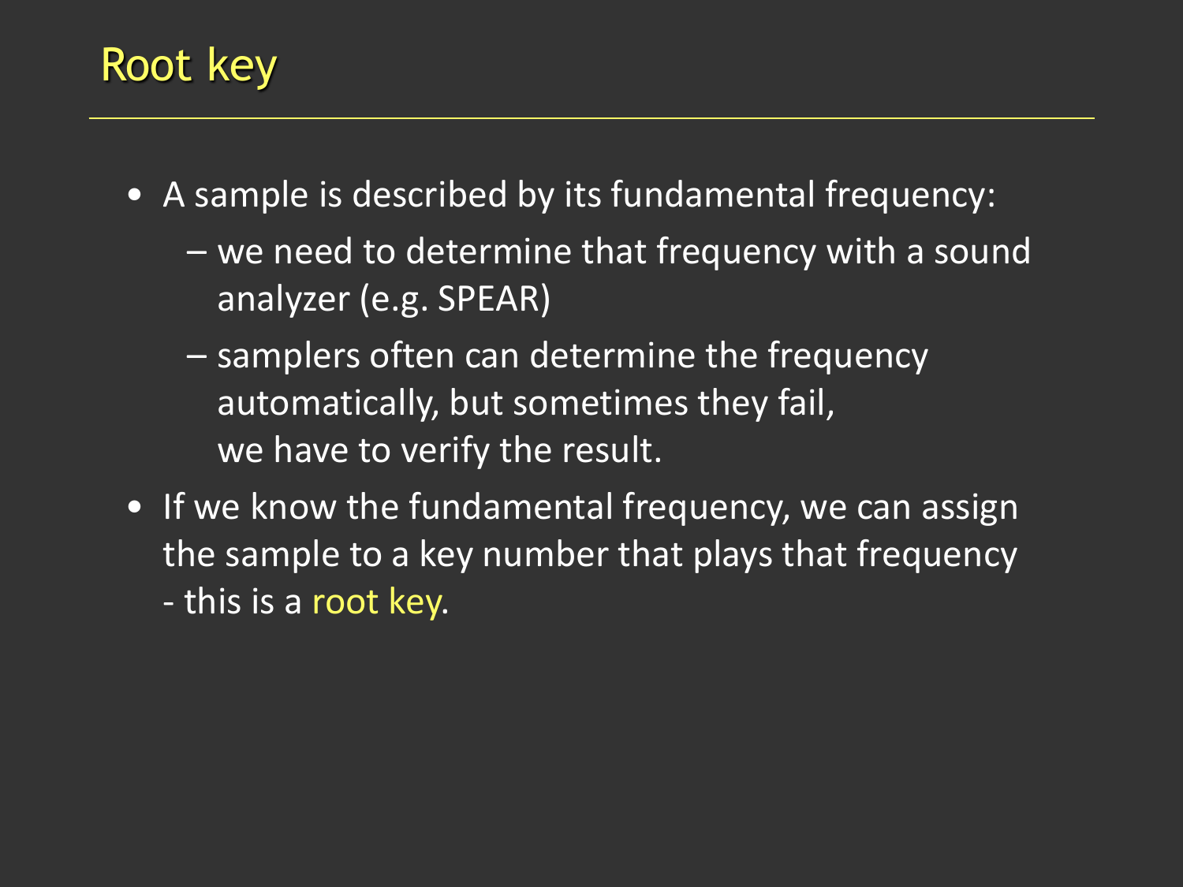# Root key

- A sample is described by its fundamental frequency:
  - we need to determine that frequency with a sound analyzer (e.g. SPEAR)
  - samplers often can determine the frequency automatically, but sometimes they fail, we have to verify the result.
- If we know the fundamental frequency, we can assign the sample to a key number that plays that frequency - this is a root key.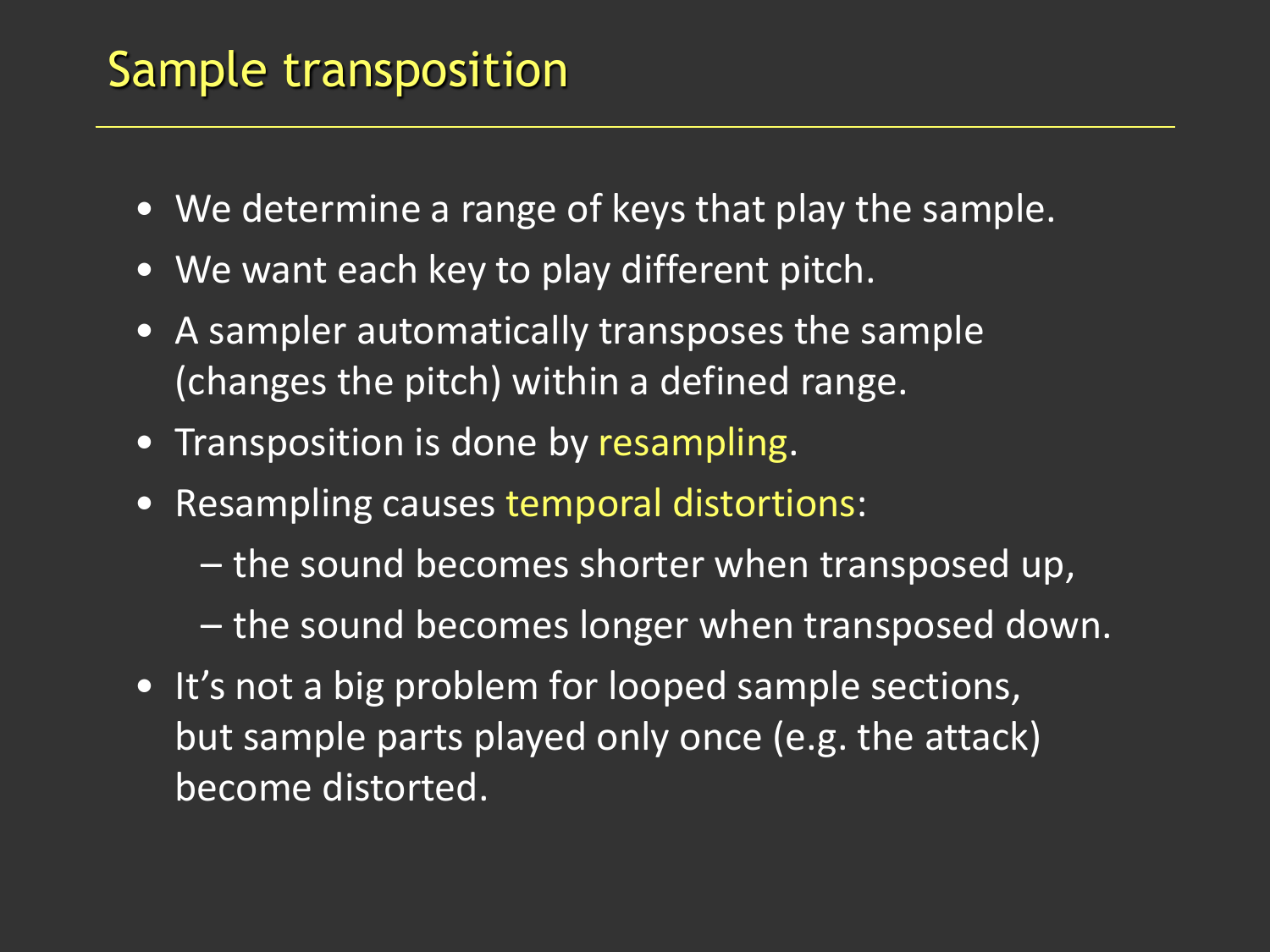# Sample transposition

- We determine a range of keys that play the sample.
- We want each key to play different pitch.
- A sampler automatically transposes the sample (changes the pitch) within a defined range.
- Transposition is done by resampling.
- Resampling causes temporal distortions:
  - the sound becomes shorter when transposed up,
  - the sound becomes longer when transposed down.
- It's not a big problem for looped sample sections, but sample parts played only once (e.g. the attack) become distorted.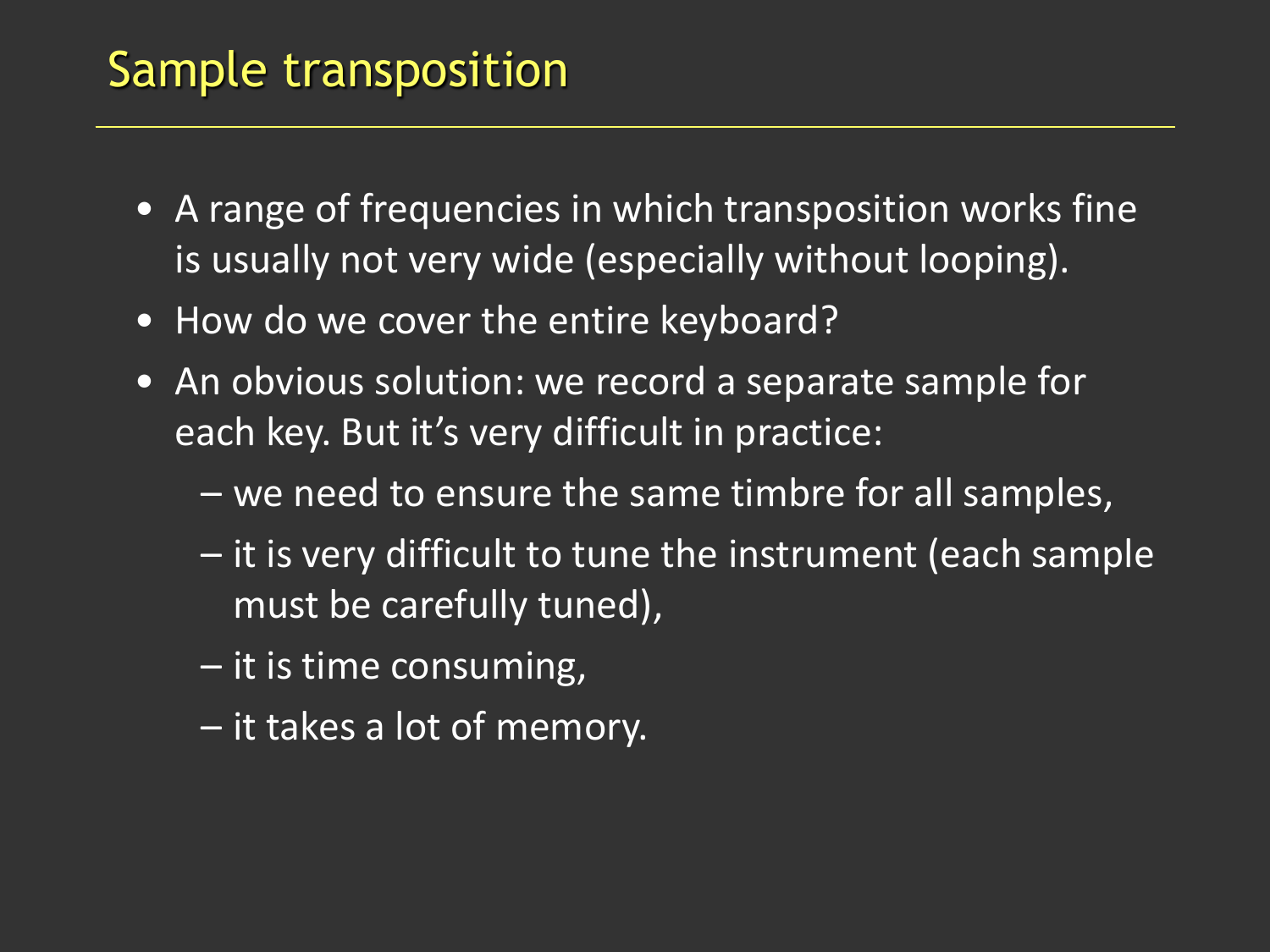# Sample transposition

- A range of frequencies in which transposition works fine is usually not very wide (especially without looping).
- How do we cover the entire keyboard?
- An obvious solution: we record a separate sample for each key. But it's very difficult in practice:
  - we need to ensure the same timbre for all samples,
  - it is very difficult to tune the instrument (each sample must be carefully tuned),
  - it is time consuming,
  - it takes a lot of memory.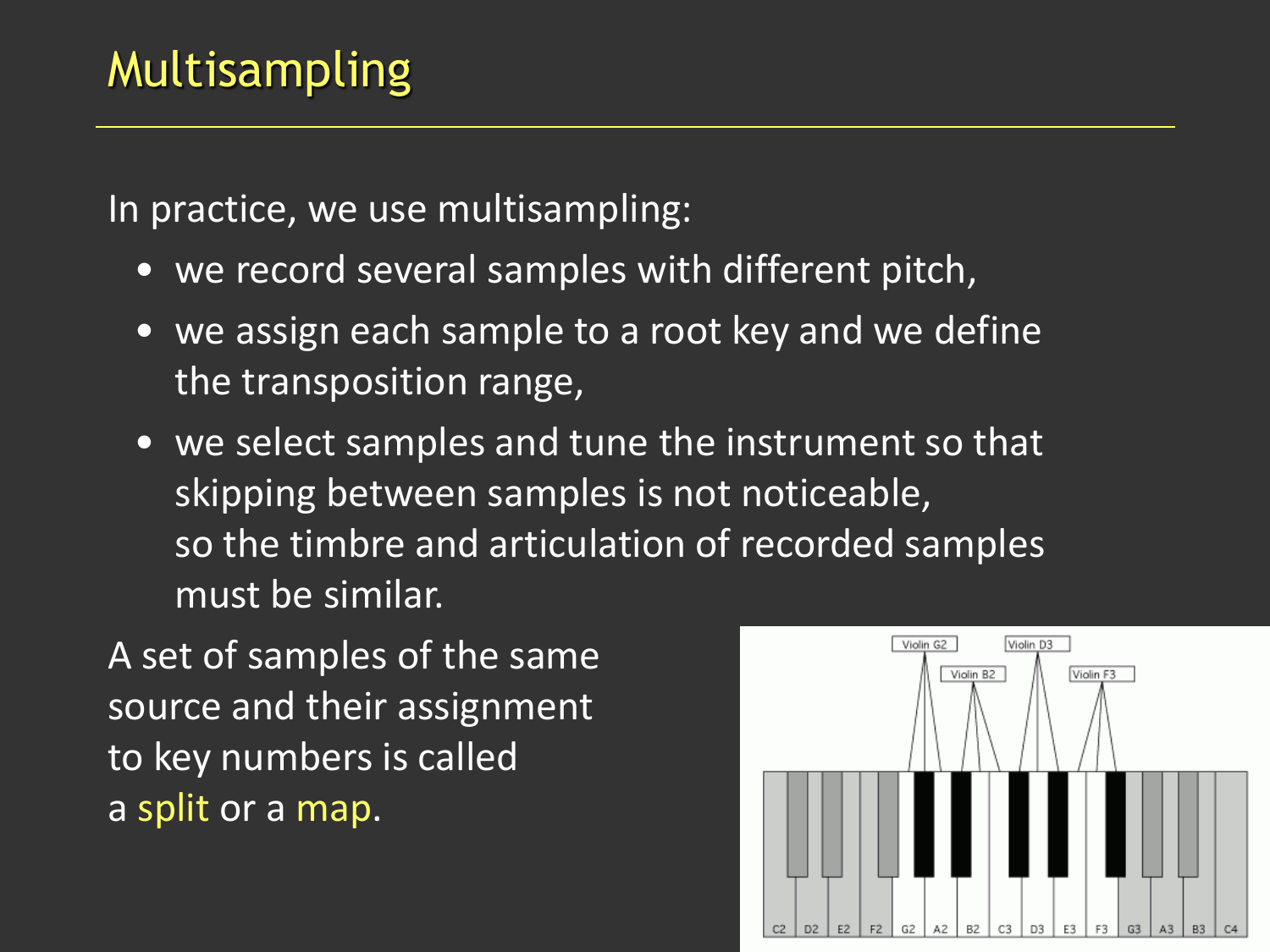# Multisampling

In practice, we use multisampling:

- we record several samples with different pitch,
- we assign each sample to a root key and we define the transposition range,
- we select samples and tune the instrument so that skipping between samples is not noticeable, so the timbre and articulation of recorded samples must be similar.

A set of samples of the same source and their assignment to key numbers is called a split or a map.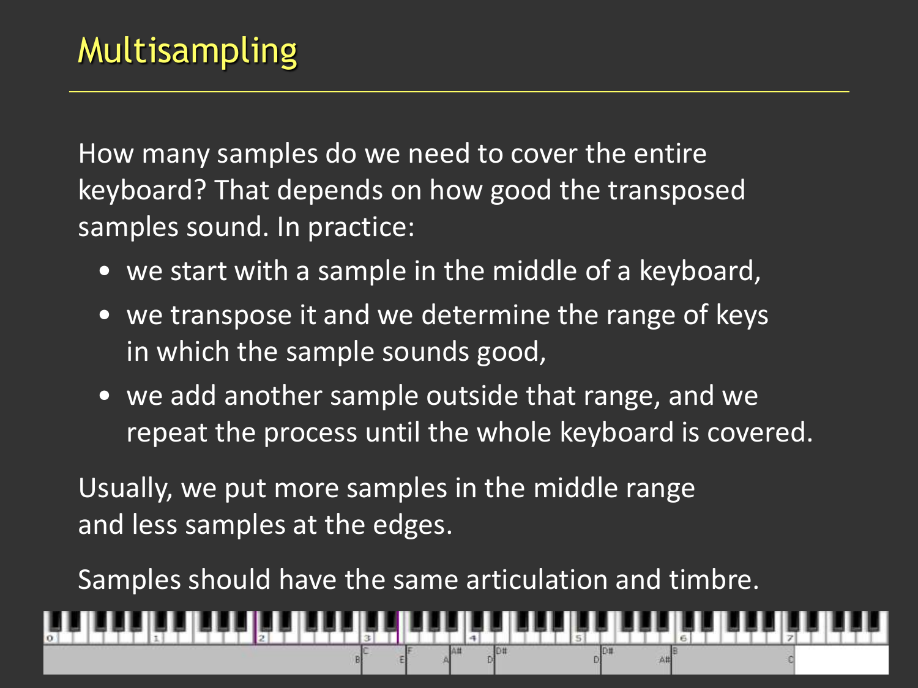# Multisampling

How many samples do we need to cover the entire keyboard? That depends on how good the transposed samples sound. In practice:

- we start with a sample in the middle of a keyboard,
- we transpose it and we determine the range of keys in which the sample sounds good,
- we add another sample outside that range, and we repeat the process until the whole keyboard is covered.

Usually, we put more samples in the middle range and less samples at the edges.

Samples should have the same articulation and timbre.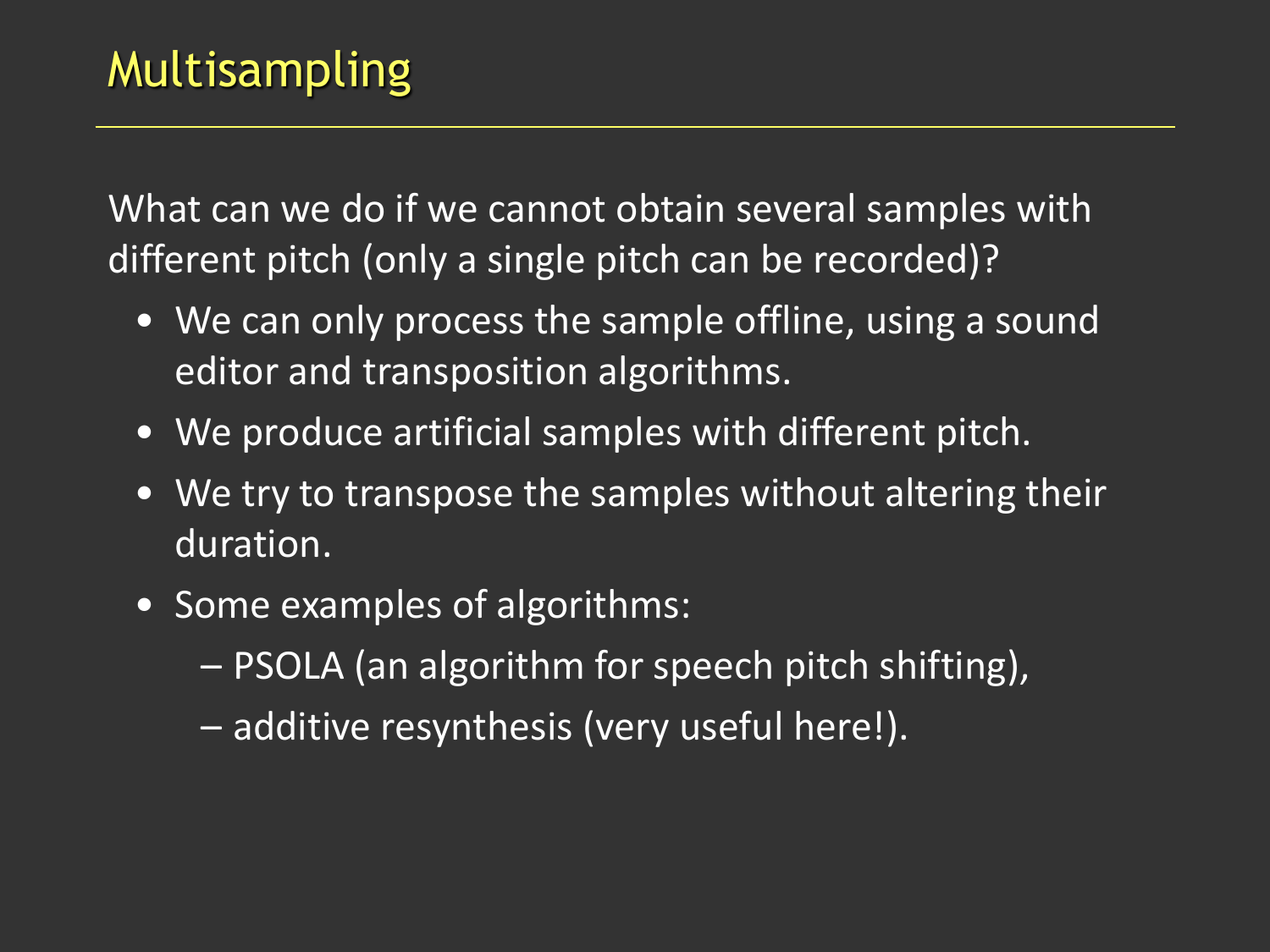# Multisampling

What can we do if we cannot obtain several samples with different pitch (only a single pitch can be recorded)?

- We can only process the sample offline, using a sound editor and transposition algorithms.
- We produce artificial samples with different pitch.
- We try to transpose the samples without altering their duration.
- Some examples of algorithms:
  - PSOLA (an algorithm for speech pitch shifting),
  - additive resynthesis (very useful here!).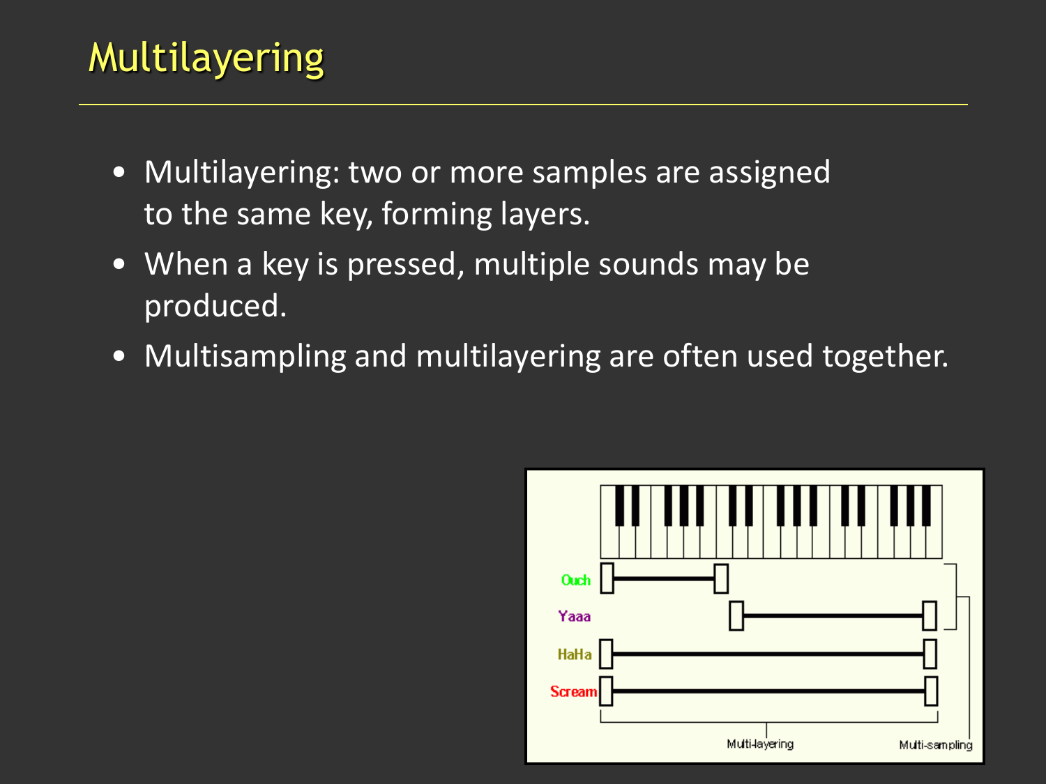# Multilayering

- Multilayering: two or more samples are assigned to the same key, forming layers.
- When a key is pressed, multiple sounds may be produced.
- Multisampling and multilayering are often used together.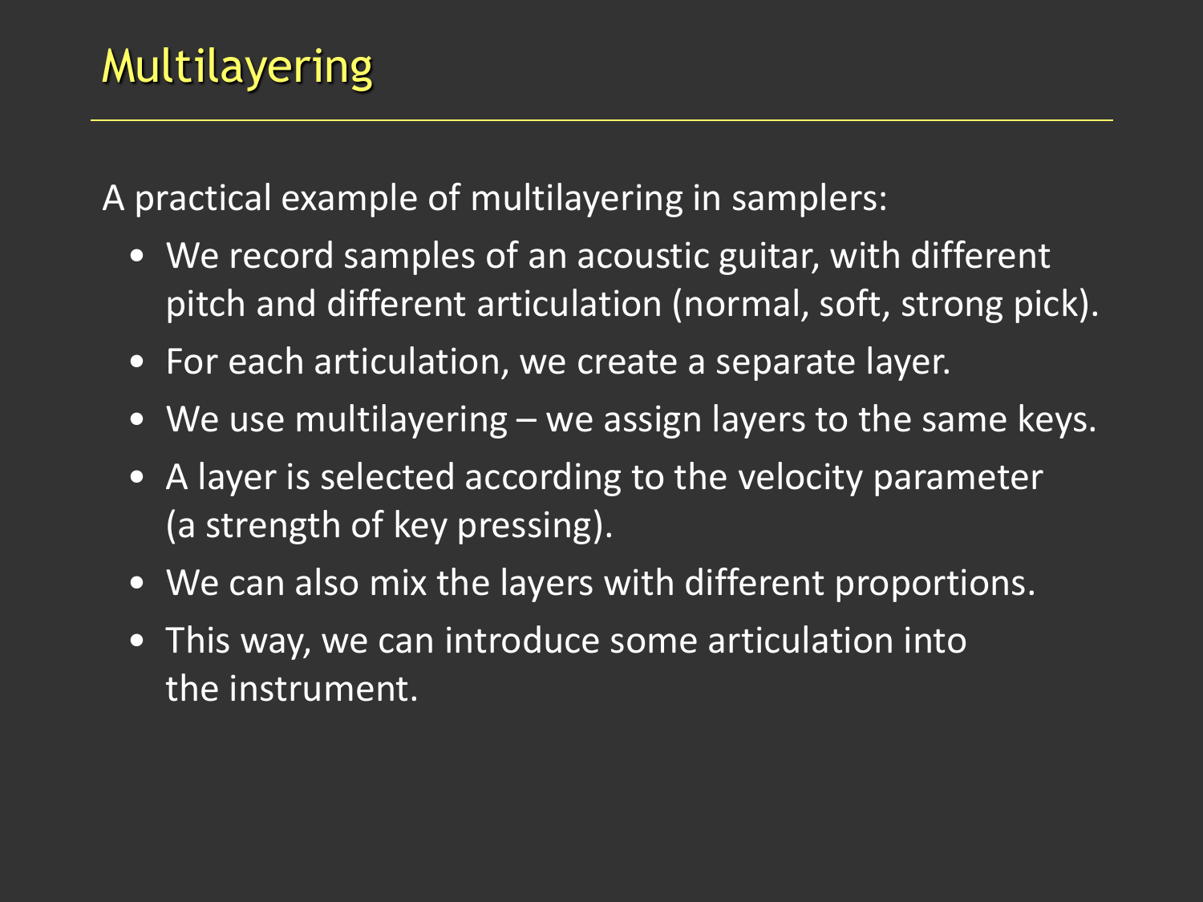# Multilayering

A practical example of multilayering in samplers:

- We record samples of an acoustic guitar, with different pitch and different articulation (normal, soft, strong pick).
- For each articulation, we create a separate layer.
- We use multilayering – we assign layers to the same keys.
- A layer is selected according to the velocity parameter (a strength of key pressing).
- We can also mix the layers with different proportions.
- This way, we can introduce some articulation into the instrument.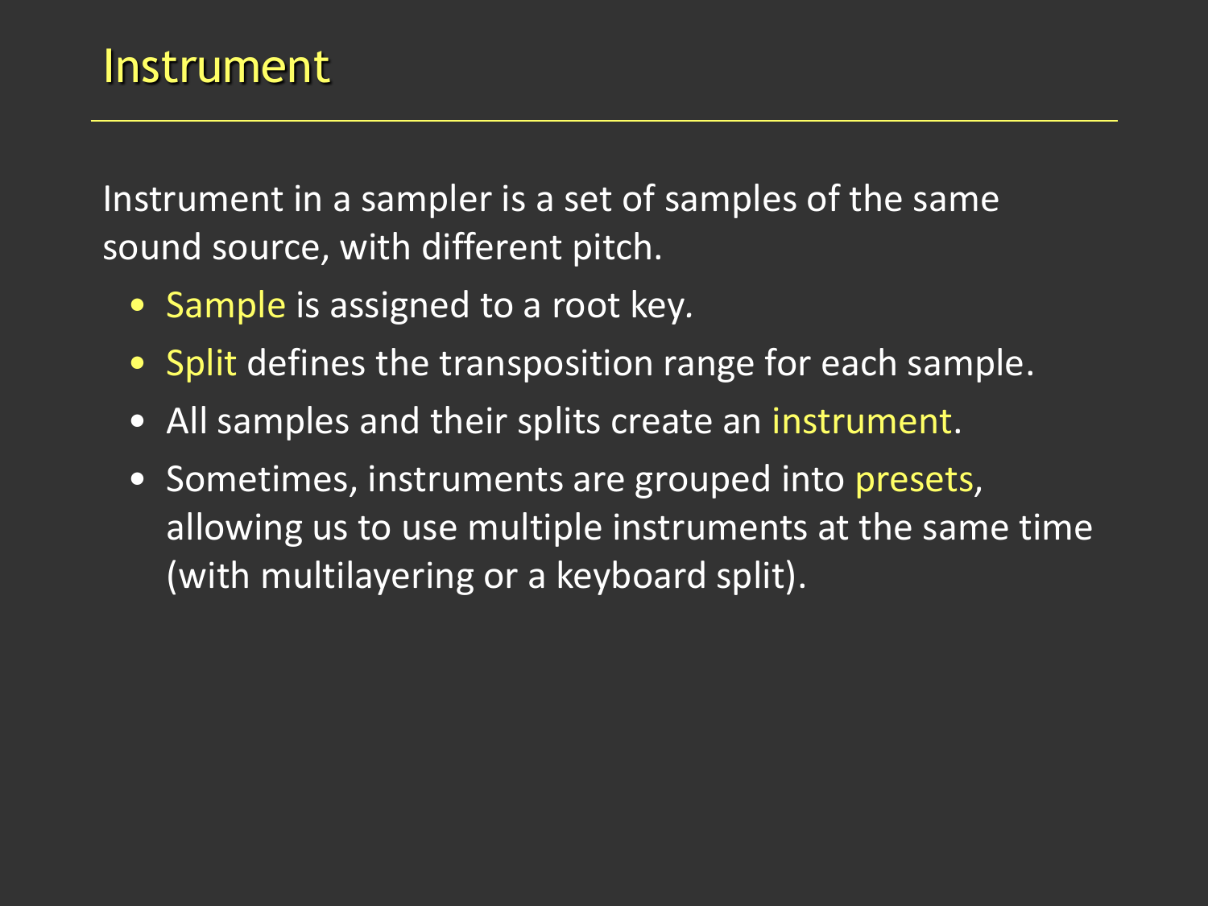# Instrument

Instrument in a sampler is a set of samples of the same sound source, with different pitch.

- Sample is assigned to a root key.
- Split defines the transposition range for each sample.
- All samples and their splits create an instrument.
- Sometimes, instruments are grouped into presets, allowing us to use multiple instruments at the same time (with multilayering or a keyboard split).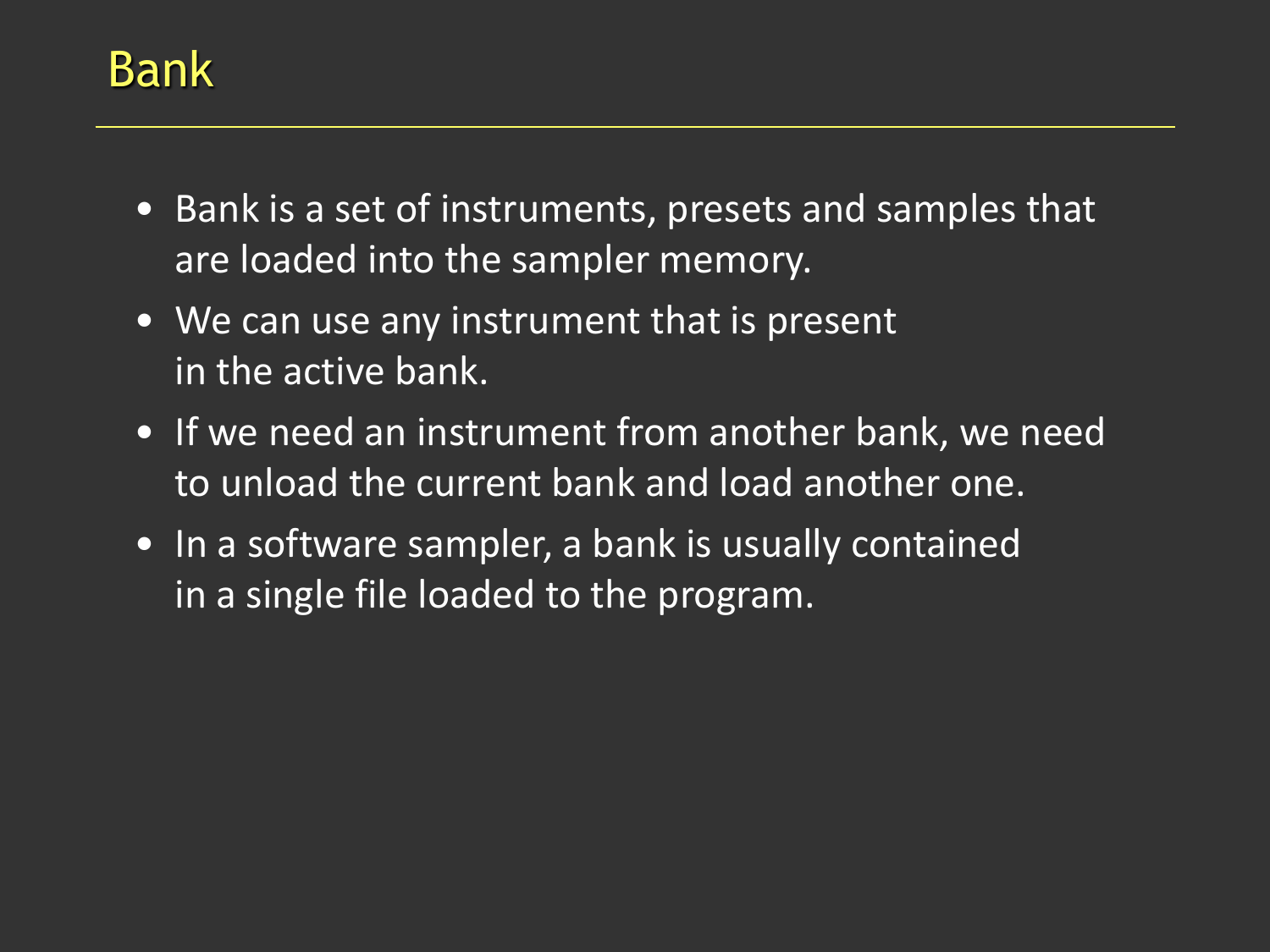# Bank

- Bank is a set of instruments, presets and samples that are loaded into the sampler memory.
- We can use any instrument that is present in the active bank.
- If we need an instrument from another bank, we need to unload the current bank and load another one.
- In a software sampler, a bank is usually contained in a single file loaded to the program.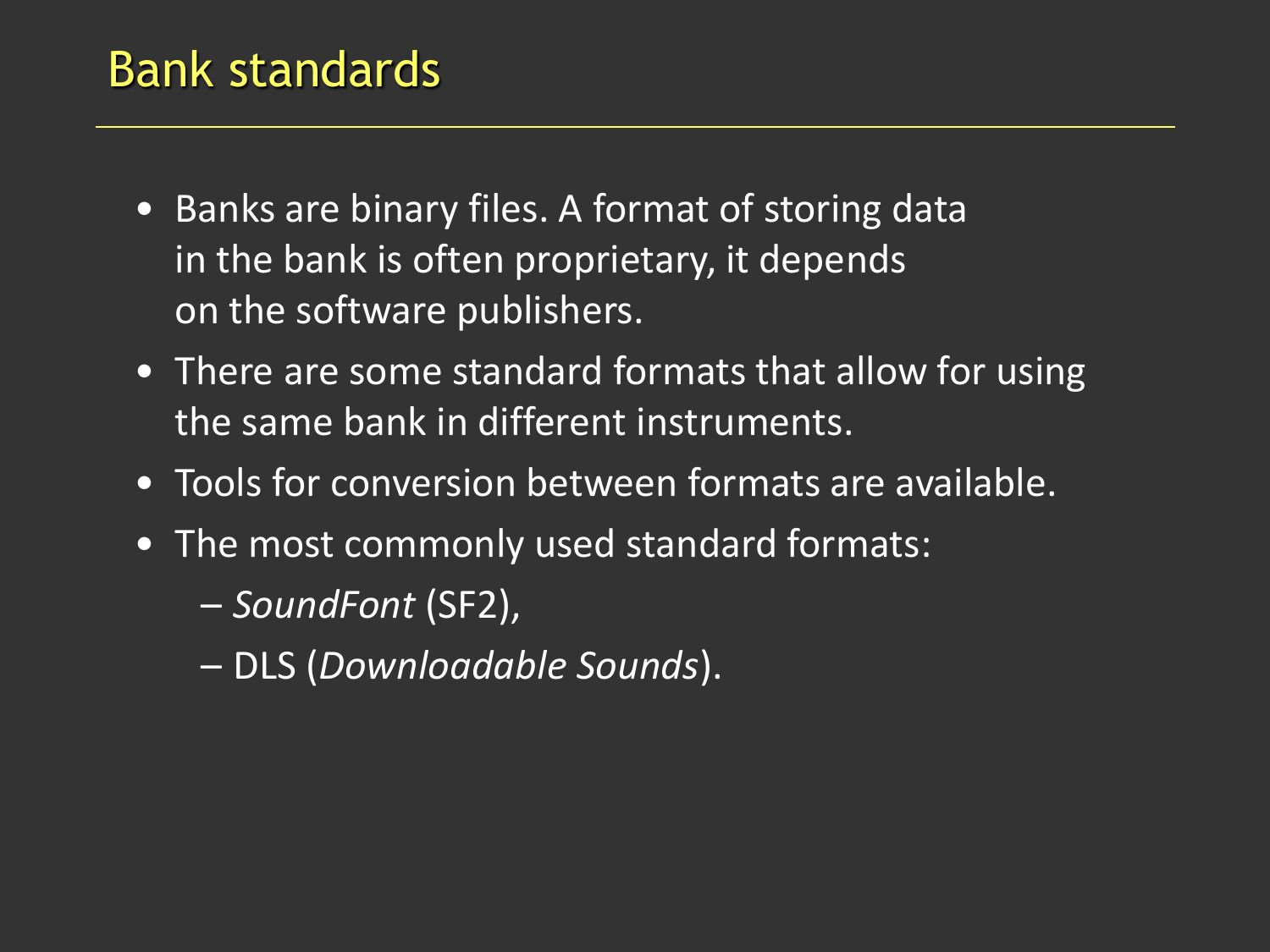# Bank standards

- Banks are binary files. A format of storing data in the bank is often proprietary, it depends on the software publishers.
- There are some standard formats that allow for using the same bank in different instruments.
- Tools for conversion between formats are available.
- The most commonly used standard formats:
  - *SoundFont* (SF2),
  - DLS (*Downloadable Sounds*).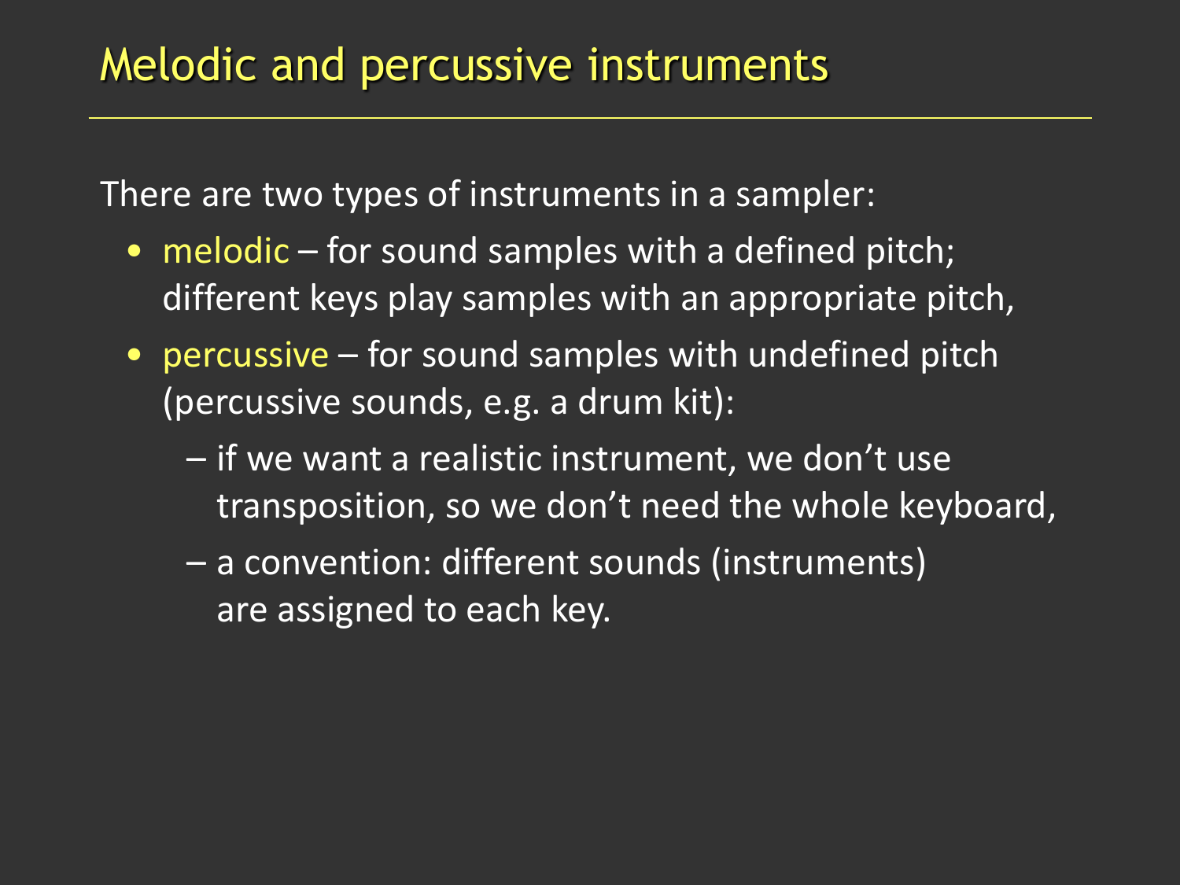# Melodic and percussive instruments

There are two types of instruments in a sampler:

- melodic – for sound samples with a defined pitch; different keys play samples with an appropriate pitch,
- percussive – for sound samples with undefined pitch (percussive sounds, e.g. a drum kit):
  - if we want a realistic instrument, we don't use transposition, so we don't need the whole keyboard,
  - a convention: different sounds (instruments) are assigned to each key.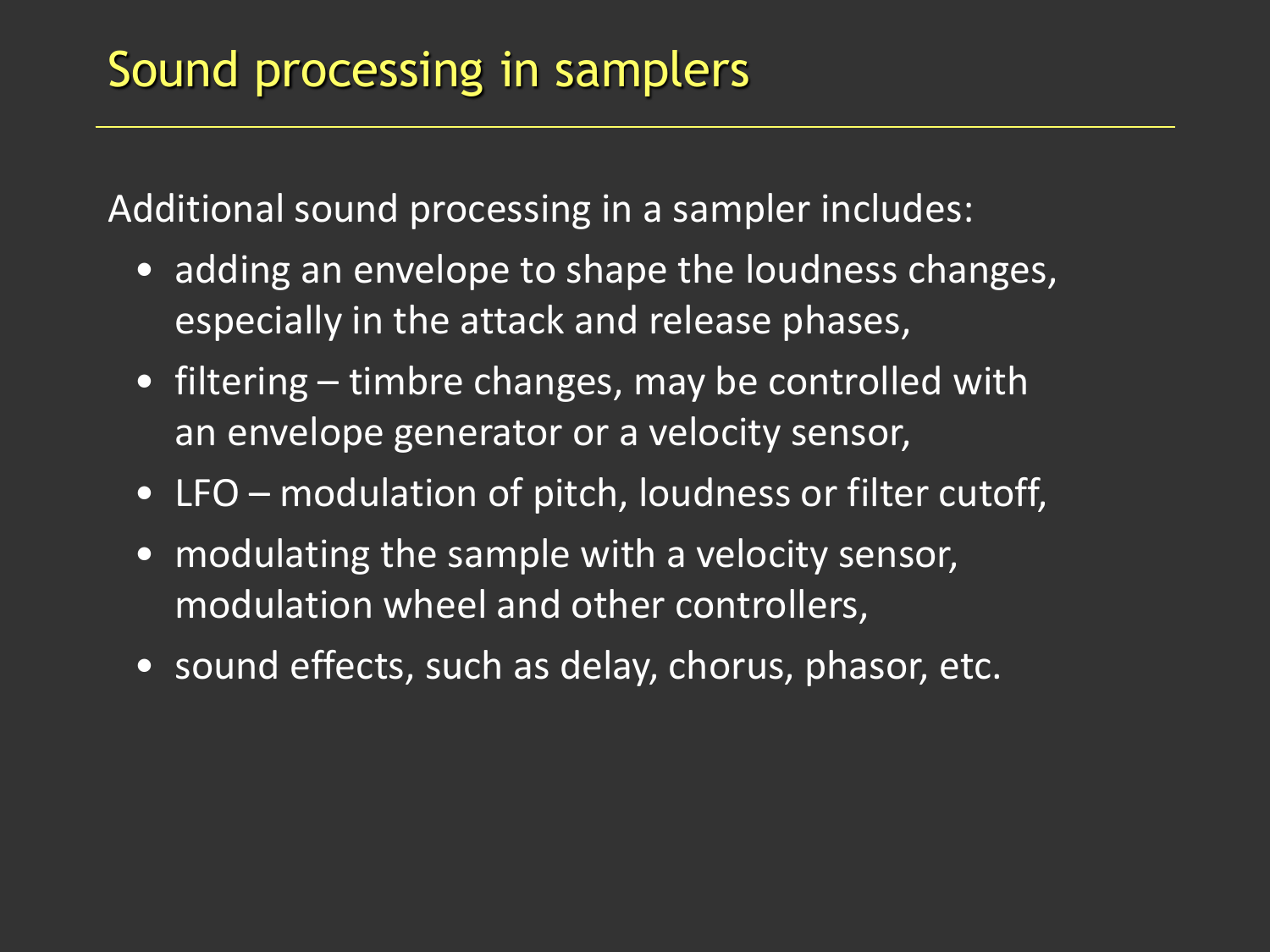# Sound processing in samplers

Additional sound processing in a sampler includes:

- adding an envelope to shape the loudness changes, especially in the attack and release phases,
- filtering – timbre changes, may be controlled with an envelope generator or a velocity sensor,
- LFO – modulation of pitch, loudness or filter cutoff,
- modulating the sample with a velocity sensor, modulation wheel and other controllers,
- sound effects, such as delay, chorus, phasor, etc.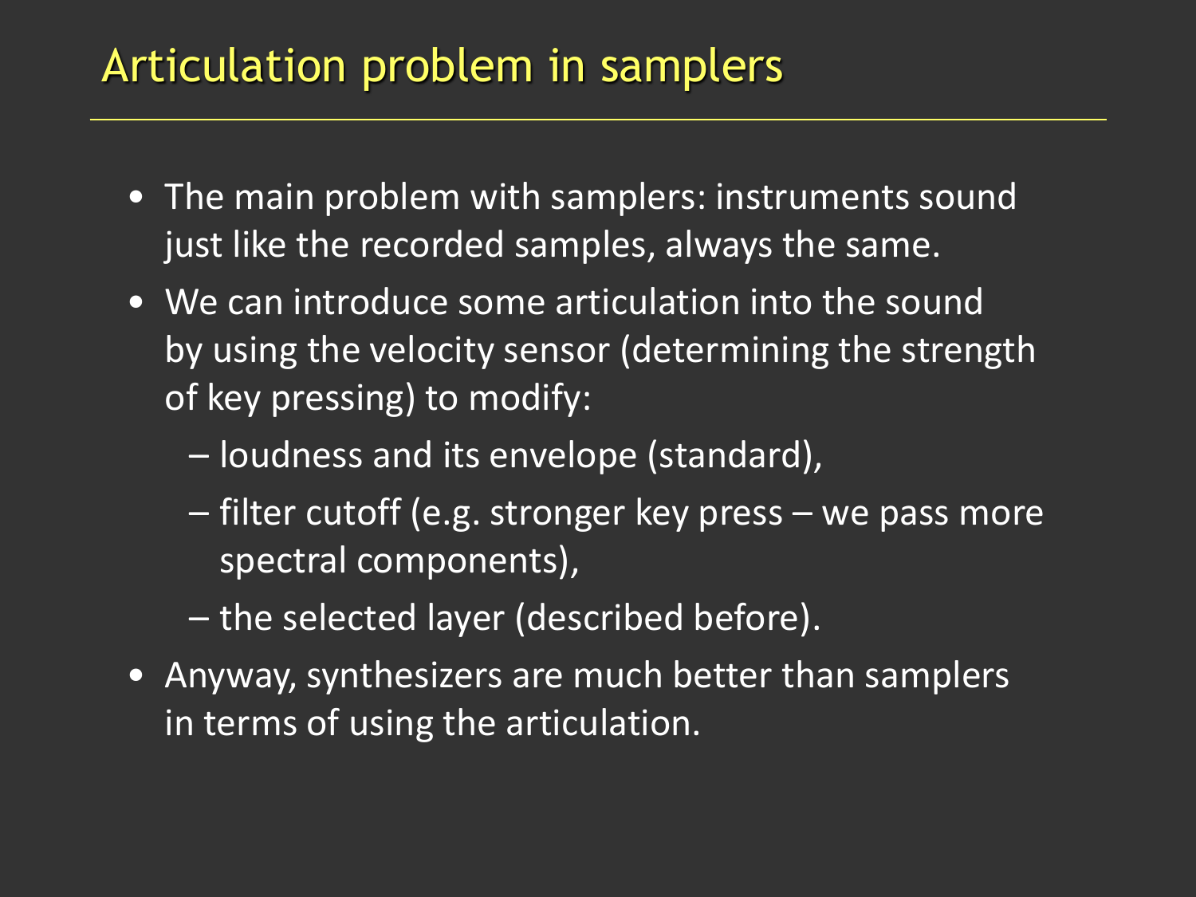# Articulation problem in samplers

- The main problem with samplers: instruments sound just like the recorded samples, always the same.
- We can introduce some articulation into the sound by using the velocity sensor (determining the strength of key pressing) to modify:
  - loudness and its envelope (standard),
  - filter cutoff (e.g. stronger key press – we pass more spectral components),
  - the selected layer (described before).
- Anyway, synthesizers are much better than samplers in terms of using the articulation.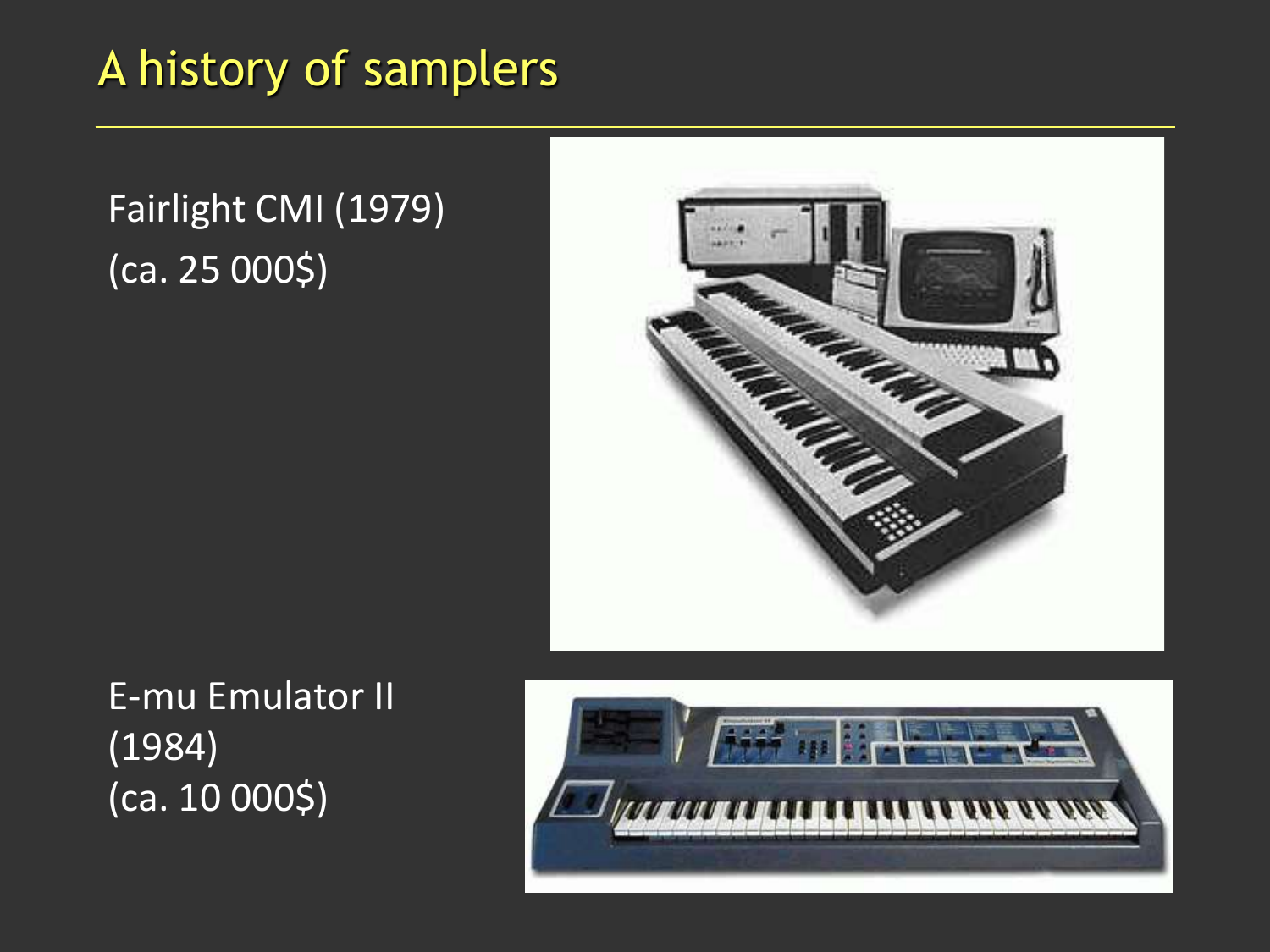# A history of samplers

Fairlight CMI (1979)
(ca. 25 000$)

E-mu Emulator II
(1984)
(ca. 10 000$)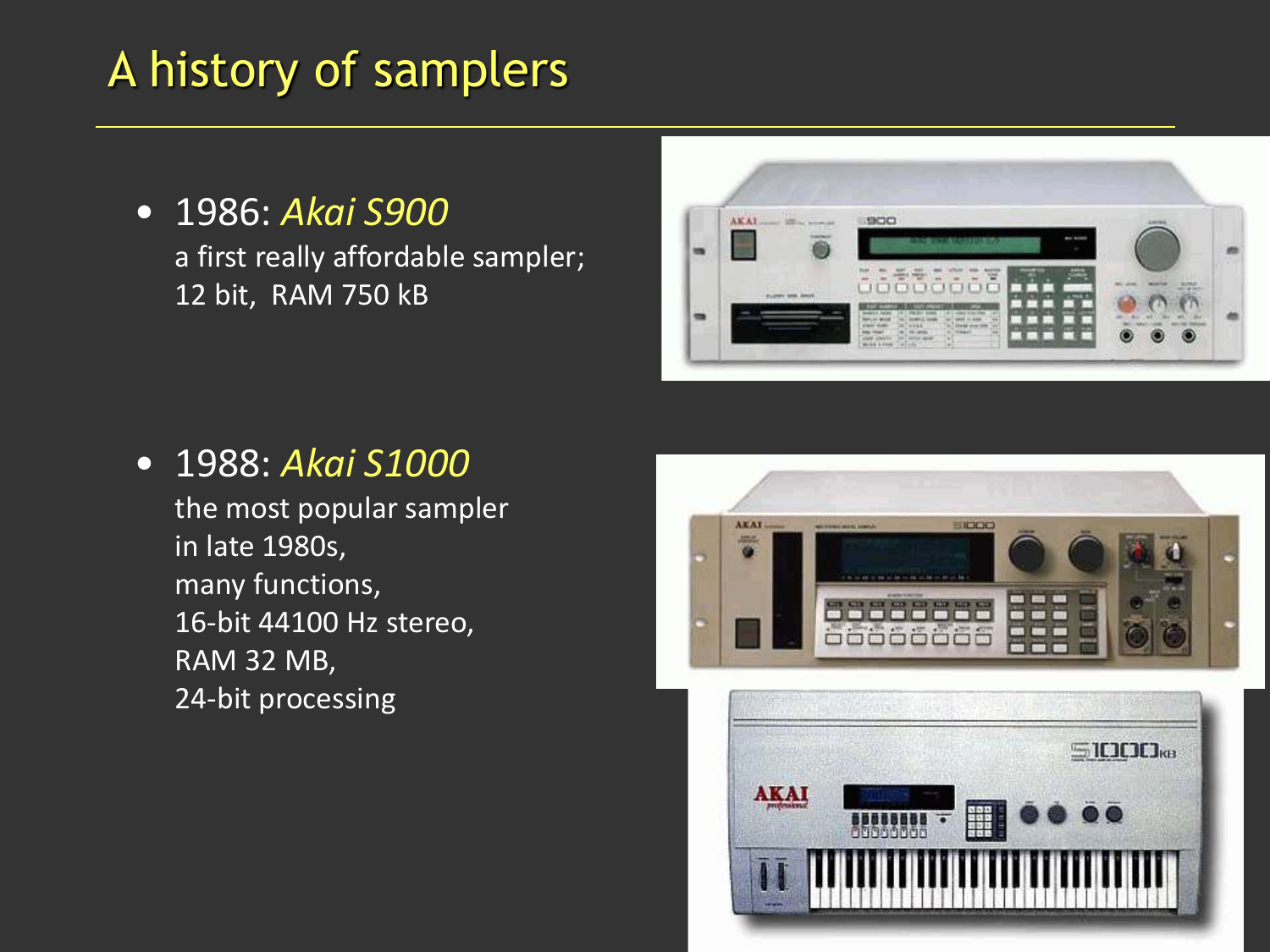# A history of samplers

- 1986: *Akai S900*
  a first really affordable sampler;
  12 bit, RAM 750 kB

- 1988: *Akai S1000*
  the most popular sampler
  in late 1980s,
  many functions,
  16-bit 44100 Hz stereo,
  RAM 32 MB,
  24-bit processing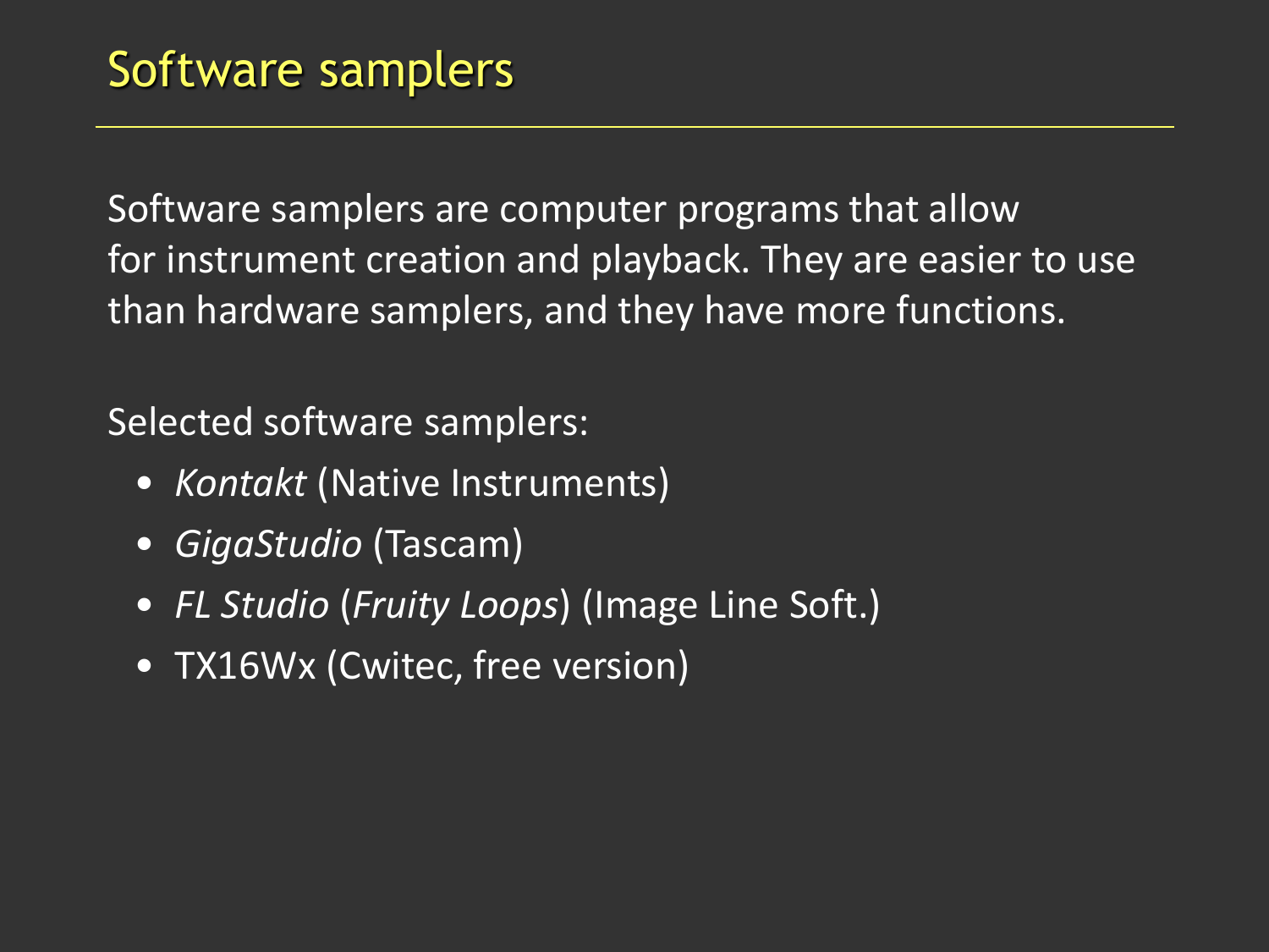# Software samplers

Software samplers are computer programs that allow for instrument creation and playback. They are easier to use than hardware samplers, and they have more functions.

Selected software samplers:

- *Kontakt* (Native Instruments)
- *GigaStudio* (Tascam)
- *FL Studio* (*Fruity Loops*) (Image Line Soft.)
- TX16Wx (Cwitec, free version)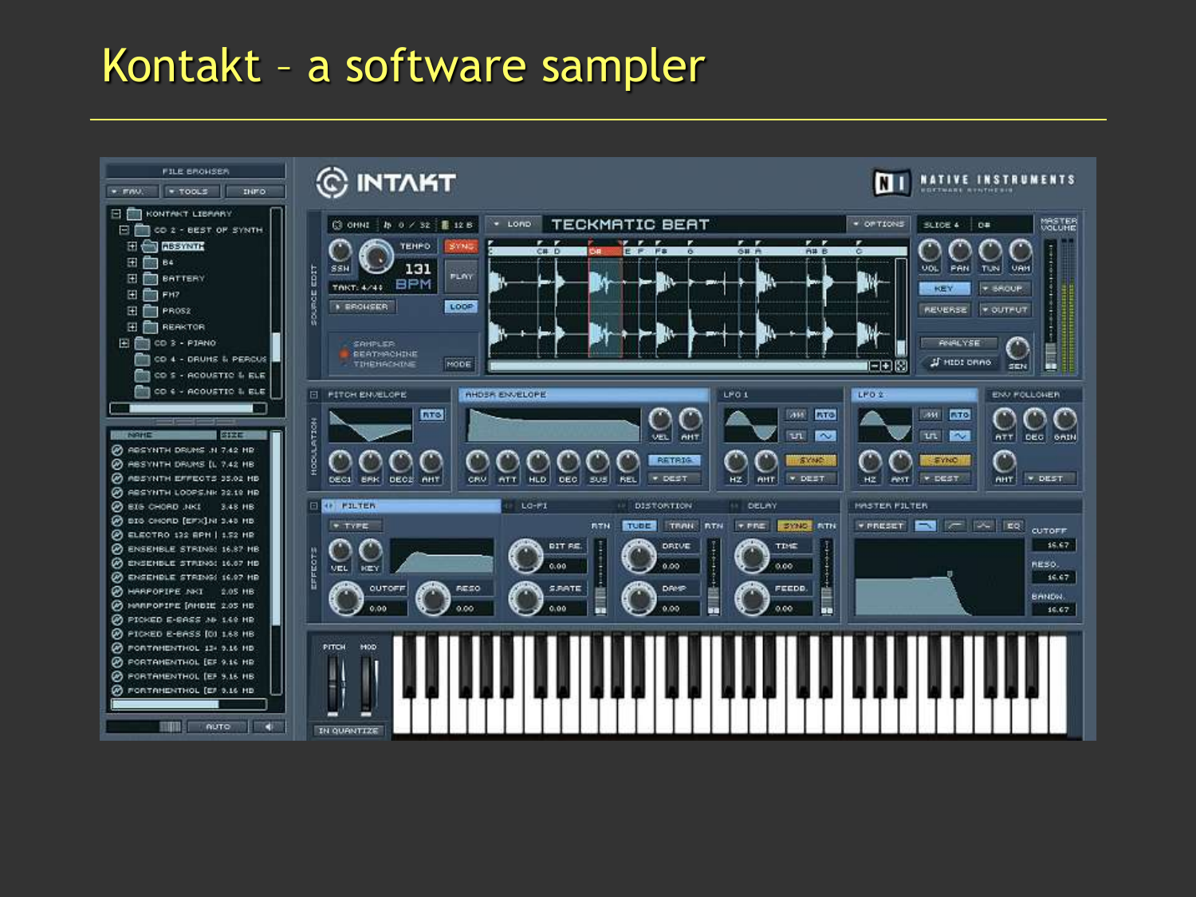# Kontakt – a software sampler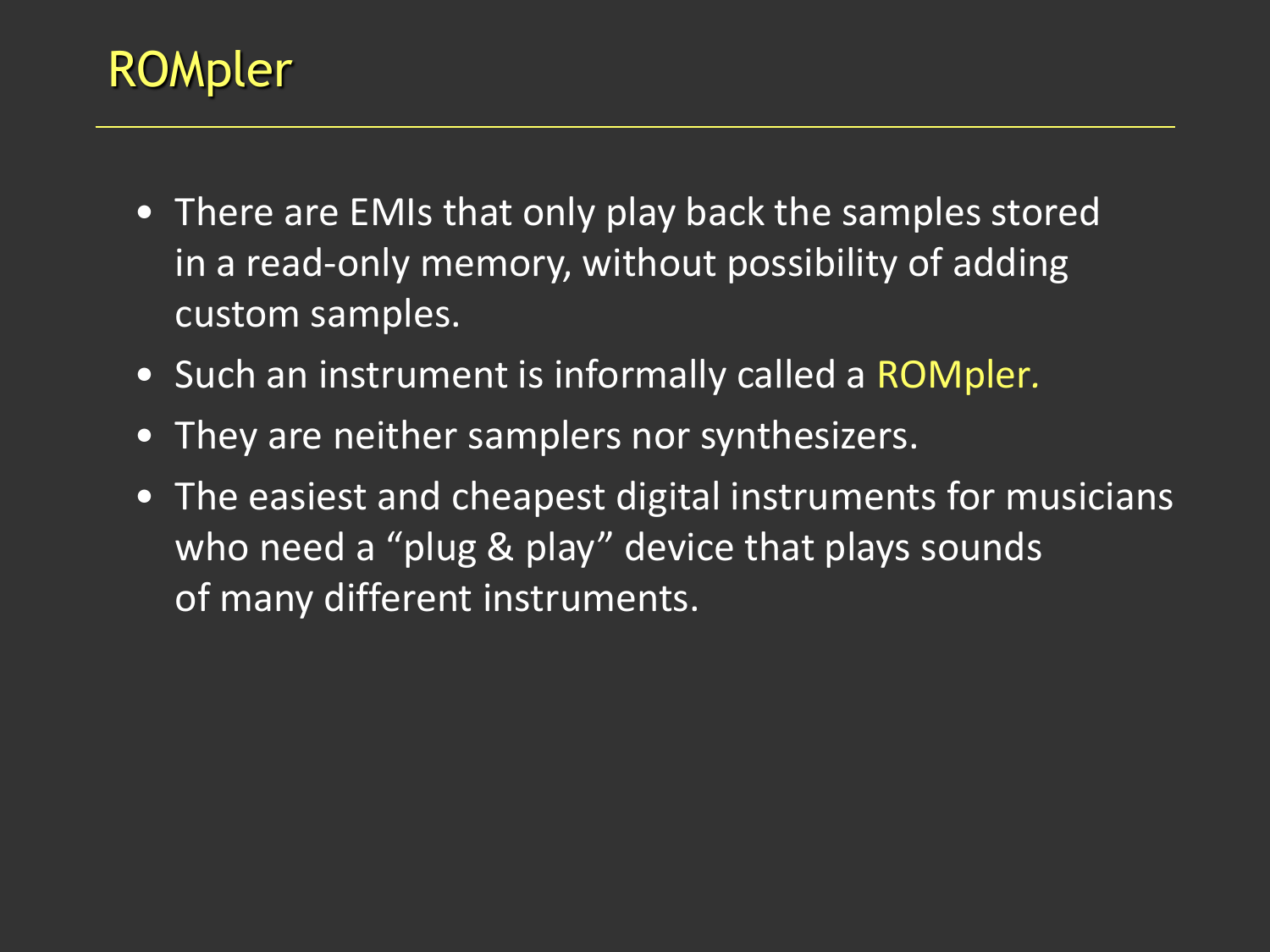# ROMpler

- There are EMIs that only play back the samples stored in a read-only memory, without possibility of adding custom samples.
- Such an instrument is informally called a ROMpler.
- They are neither samplers nor synthesizers.
- The easiest and cheapest digital instruments for musicians who need a "plug & play" device that plays sounds of many different instruments.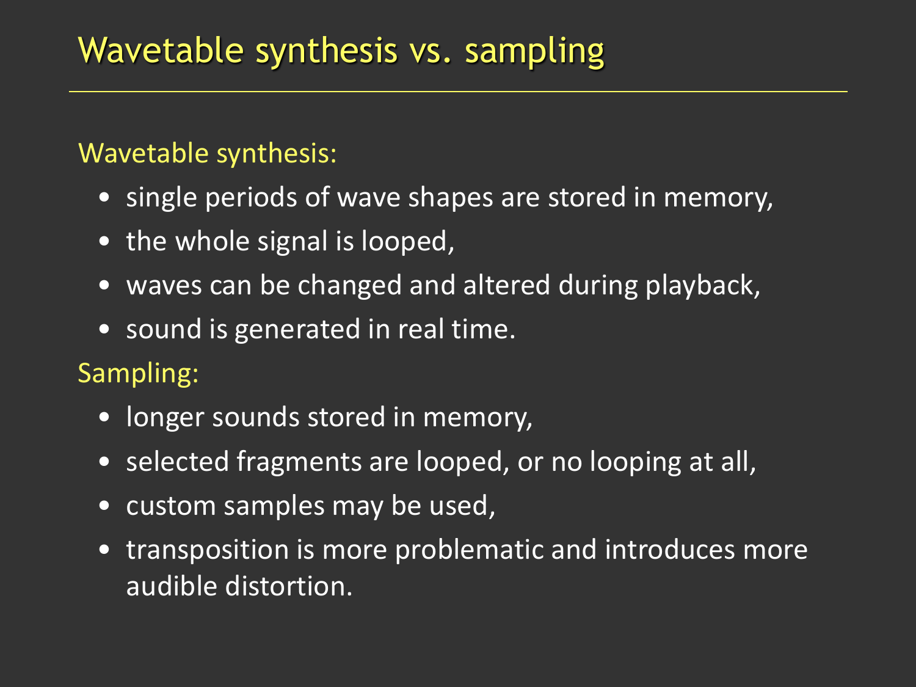# Wavetable synthesis vs. sampling

Wavetable synthesis:

- single periods of wave shapes are stored in memory,
- the whole signal is looped,
- waves can be changed and altered during playback,
- sound is generated in real time.

Sampling:

- longer sounds stored in memory,
- selected fragments are looped, or no looping at all,
- custom samples may be used,
- transposition is more problematic and introduces more audible distortion.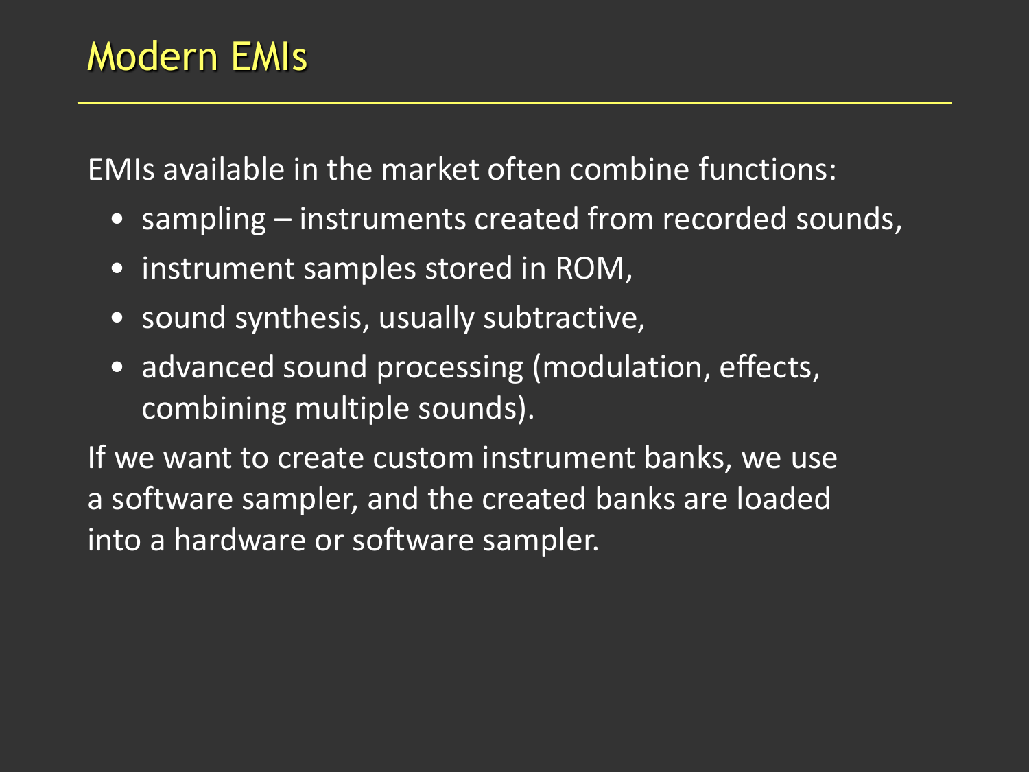# Modern EMIs

EMIs available in the market often combine functions:

- sampling – instruments created from recorded sounds,
- instrument samples stored in ROM,
- sound synthesis, usually subtractive,
- advanced sound processing (modulation, effects, combining multiple sounds).

If we want to create custom instrument banks, we use a software sampler, and the created banks are loaded into a hardware or software sampler.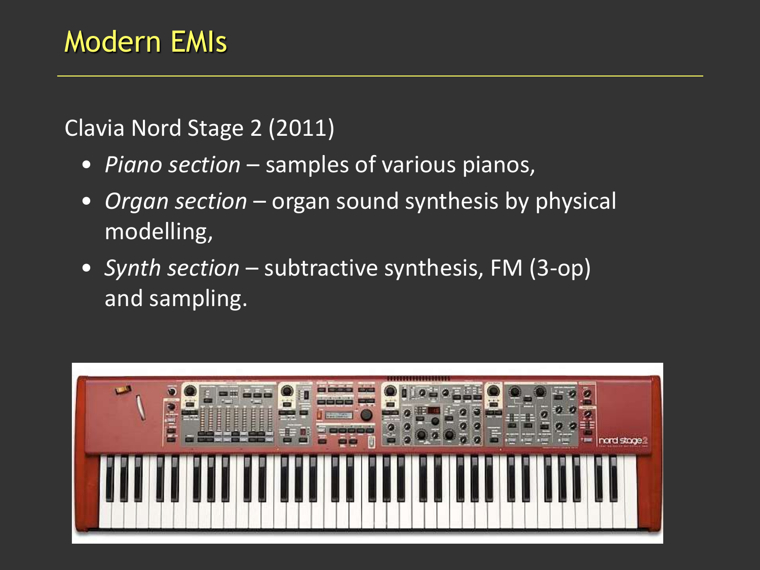# Modern EMIs

Clavia Nord Stage 2 (2011)

- *Piano section* – samples of various pianos,
- *Organ section* – organ sound synthesis by physical modelling,
- *Synth section* – subtractive synthesis, FM (3-op) and sampling.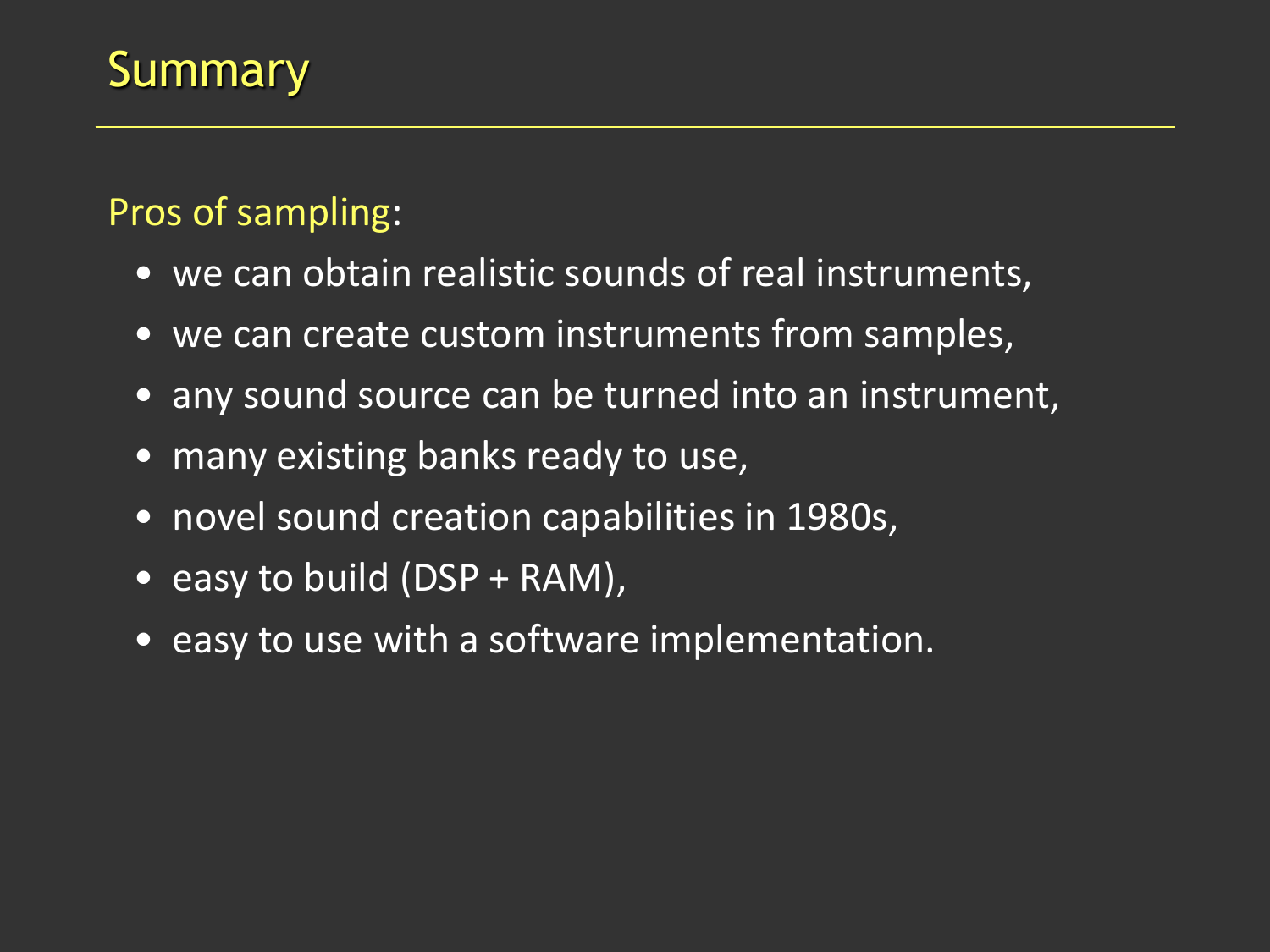# Summary

Pros of sampling:

- we can obtain realistic sounds of real instruments,
- we can create custom instruments from samples,
- any sound source can be turned into an instrument,
- many existing banks ready to use,
- novel sound creation capabilities in 1980s,
- easy to build (DSP + RAM),
- easy to use with a software implementation.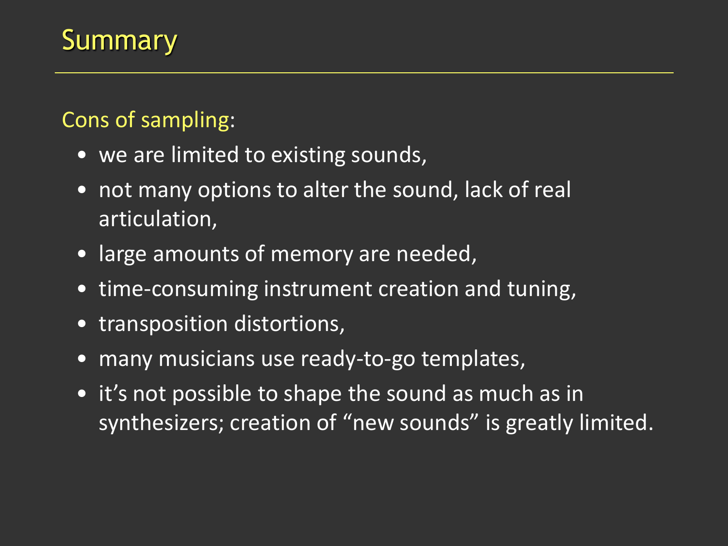# Summary

Cons of sampling:

- we are limited to existing sounds,
- not many options to alter the sound, lack of real articulation,
- large amounts of memory are needed,
- time-consuming instrument creation and tuning,
- transposition distortions,
- many musicians use ready-to-go templates,
- it's not possible to shape the sound as much as in synthesizers; creation of "new sounds" is greatly limited.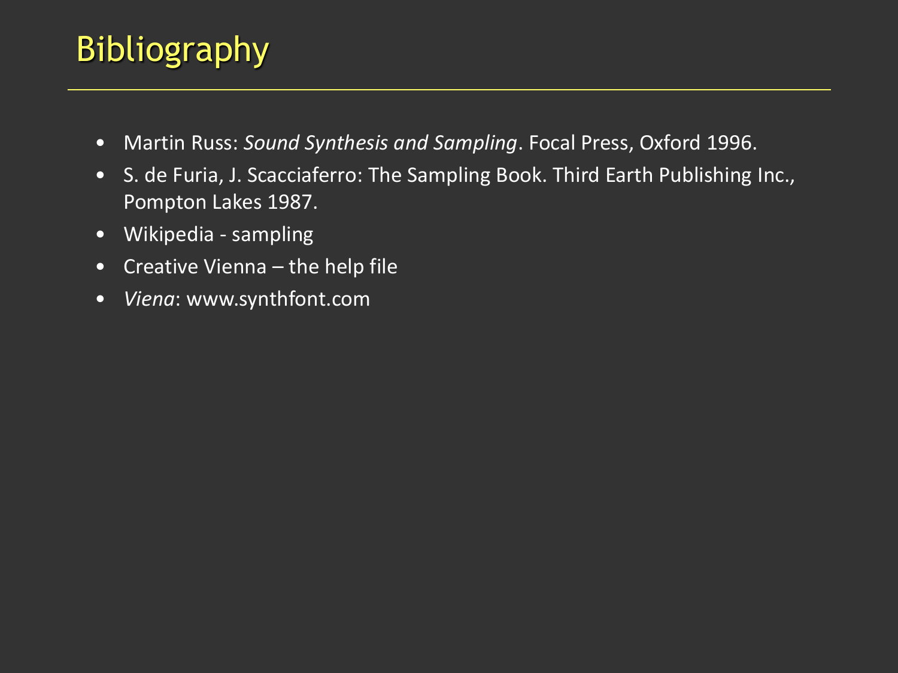# Bibliography

- Martin Russ: *Sound Synthesis and Sampling*. Focal Press, Oxford 1996.
- S. de Furia, J. Scacciaferro: The Sampling Book. Third Earth Publishing Inc., Pompton Lakes 1987.
- Wikipedia - sampling
- Creative Vienna – the help file
- *Viena*: www.synthfont.com